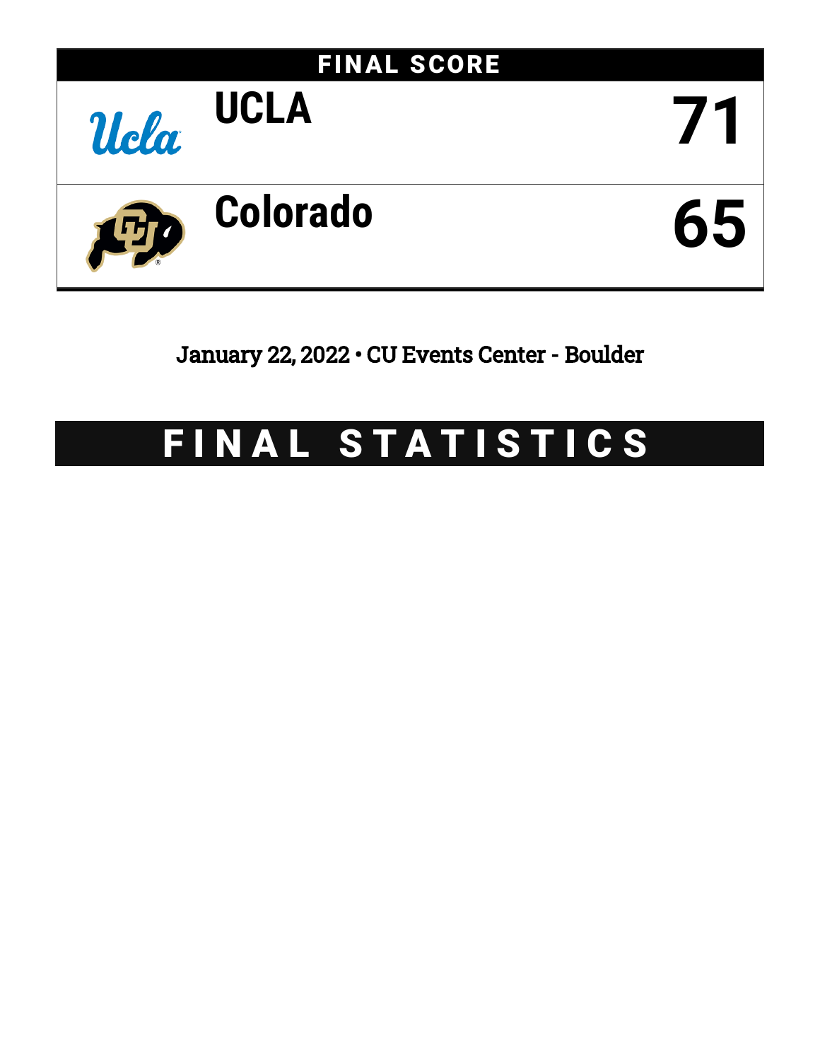## FINAL SCORE

| | |
|---|---|
| UCLA | 71 |
| Colorado | 65 |

January 22, 2022 • CU Events Center - Boulder

# FINAL STATISTICS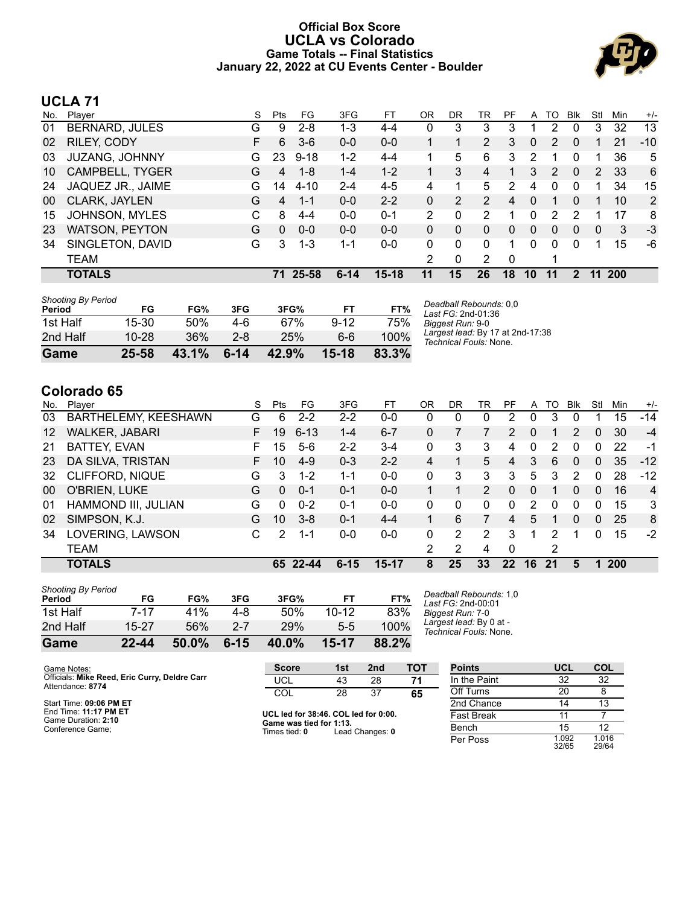# Official Box Score
## UCLA vs Colorado
### Game Totals -- Final Statistics
### January 22, 2022 at CU Events Center - Boulder

## UCLA 71

| No. | Player | S | Pts | FG | 3FG | FT | OR | DR | TR | PF | A | TO | Blk | Stl | Min | +/- |
|---|---|---|---|---|---|---|---|---|---|---|---|---|---|---|---|---|
| 01 | BERNARD, JULES | G | 9 | 2-8 | 1-3 | 4-4 | 0 | 3 | 3 | 3 | 1 | 2 | 0 | 3 | 32 | 13 |
| 02 | RILEY, CODY | F | 6 | 3-6 | 0-0 | 0-0 | 1 | 1 | 2 | 3 | 0 | 2 | 0 | 1 | 21 | -10 |
| 03 | JUZANG, JOHNNY | G | 23 | 9-18 | 1-2 | 4-4 | 1 | 5 | 6 | 3 | 2 | 1 | 0 | 1 | 36 | 5 |
| 10 | CAMPBELL, TYGER | G | 4 | 1-8 | 1-4 | 1-2 | 1 | 3 | 4 | 1 | 3 | 2 | 0 | 2 | 33 | 6 |
| 24 | JAQUEZ JR., JAIME | G | 14 | 4-10 | 2-4 | 4-5 | 4 | 1 | 5 | 2 | 4 | 0 | 0 | 1 | 34 | 15 |
| 00 | CLARK, JAYLEN | G | 4 | 1-1 | 0-0 | 2-2 | 0 | 2 | 2 | 4 | 0 | 1 | 0 | 1 | 10 | 2 |
| 15 | JOHNSON, MYLES | C | 8 | 4-4 | 0-0 | 0-1 | 2 | 0 | 2 | 1 | 0 | 2 | 2 | 1 | 17 | 8 |
| 23 | WATSON, PEYTON | G | 0 | 0-0 | 0-0 | 0-0 | 0 | 0 | 0 | 0 | 0 | 0 | 0 | 0 | 3 | -3 |
| 34 | SINGLETON, DAVID | G | 3 | 1-3 | 1-1 | 0-0 | 0 | 0 | 0 | 1 | 0 | 0 | 0 | 1 | 15 | -6 |
| | TEAM | | | | | | 2 | 0 | 2 | 0 | | 1 | | | | |
| | **TOTALS** | | **71** | **25-58** | **6-14** | **15-18** | **11** | **15** | **26** | **18** | **10** | **11** | **2** | **11** | **200** | |

*Shooting By Period*

| Period | FG | FG% | 3FG | 3FG% | FT | FT% |
|---|---|---|---|---|---|---|
| 1st Half | 15-30 | 50% | 4-6 | 67% | 9-12 | 75% |
| 2nd Half | 10-28 | 36% | 2-8 | 25% | 6-6 | 100% |
| **Game** | **25-58** | **43.1%** | **6-14** | **42.9%** | **15-18** | **83.3%** |

*Deadball Rebounds:* 0,0
*Last FG:* 2nd-01:36
*Biggest Run:* 9-0
*Largest lead:* By 17 at 2nd-17:38
*Technical Fouls:* None.

## Colorado 65

| No. | Player | S | Pts | FG | 3FG | FT | OR | DR | TR | PF | A | TO | Blk | Stl | Min | +/- |
|---|---|---|---|---|---|---|---|---|---|---|---|---|---|---|---|---|
| 03 | BARTHELEMY, KEESHAWN | G | 6 | 2-2 | 2-2 | 0-0 | 0 | 0 | 0 | 2 | 0 | 3 | 0 | 1 | 15 | -14 |
| 12 | WALKER, JABARI | F | 19 | 6-13 | 1-4 | 6-7 | 0 | 7 | 7 | 2 | 0 | 1 | 2 | 0 | 30 | -4 |
| 21 | BATTEY, EVAN | F | 15 | 5-6 | 2-2 | 3-4 | 0 | 3 | 3 | 4 | 0 | 2 | 0 | 0 | 22 | -1 |
| 23 | DA SILVA, TRISTAN | F | 10 | 4-9 | 0-3 | 2-2 | 4 | 1 | 5 | 4 | 3 | 6 | 0 | 0 | 35 | -12 |
| 32 | CLIFFORD, NIQUE | G | 3 | 1-2 | 1-1 | 0-0 | 0 | 3 | 3 | 3 | 5 | 3 | 2 | 0 | 28 | -12 |
| 00 | O'BRIEN, LUKE | G | 0 | 0-1 | 0-1 | 0-0 | 1 | 1 | 2 | 0 | 0 | 1 | 0 | 0 | 16 | 4 |
| 01 | HAMMOND III, JULIAN | G | 0 | 0-2 | 0-1 | 0-0 | 0 | 0 | 0 | 0 | 2 | 0 | 0 | 0 | 15 | 3 |
| 02 | SIMPSON, K.J. | G | 10 | 3-8 | 0-1 | 4-4 | 1 | 6 | 7 | 4 | 5 | 1 | 0 | 0 | 25 | 8 |
| 34 | LOVERING, LAWSON | C | 2 | 1-1 | 0-0 | 0-0 | 0 | 2 | 2 | 3 | 1 | 2 | 1 | 0 | 15 | -2 |
| | TEAM | | | | | | 2 | 2 | 4 | 0 | | 2 | | | | |
| | **TOTALS** | | **65** | **22-44** | **6-15** | **15-17** | **8** | **25** | **33** | **22** | **16** | **21** | **5** | **1** | **200** | |

*Shooting By Period*

| Period | FG | FG% | 3FG | 3FG% | FT | FT% |
|---|---|---|---|---|---|---|
| 1st Half | 7-17 | 41% | 4-8 | 50% | 10-12 | 83% |
| 2nd Half | 15-27 | 56% | 2-7 | 29% | 5-5 | 100% |
| **Game** | **22-44** | **50.0%** | **6-15** | **40.0%** | **15-17** | **88.2%** |

*Deadball Rebounds:* 1,0
*Last FG:* 2nd-00:01
*Biggest Run:* 7-0
*Largest lead:* By 0 at -
*Technical Fouls:* None.

Game Notes:
Officials: **Mike Reed, Eric Curry, Deldre Carr**
Attendance: **8774**

Start Time: **09:06 PM ET**
End Time: **11:17 PM ET**
Game Duration: **2:10**
Conference Game;

| Score | 1st | 2nd | TOT |
|---|---|---|---|
| UCL | 43 | 28 | **71** |
| COL | 28 | 37 | **65** |

**UCL led for 38:46. COL led for 0:00.**
**Game was tied for 1:13.**
Times tied: **0** Lead Changes: **0**

| Points | UCL | COL |
|---|---|---|
| In the Paint | 32 | 32 |
| Off Turns | 20 | 8 |
| 2nd Chance | 14 | 13 |
| Fast Break | 11 | 7 |
| Bench | 15 | 12 |
| Per Poss | 1.092 32/65 | 1.016 29/64 |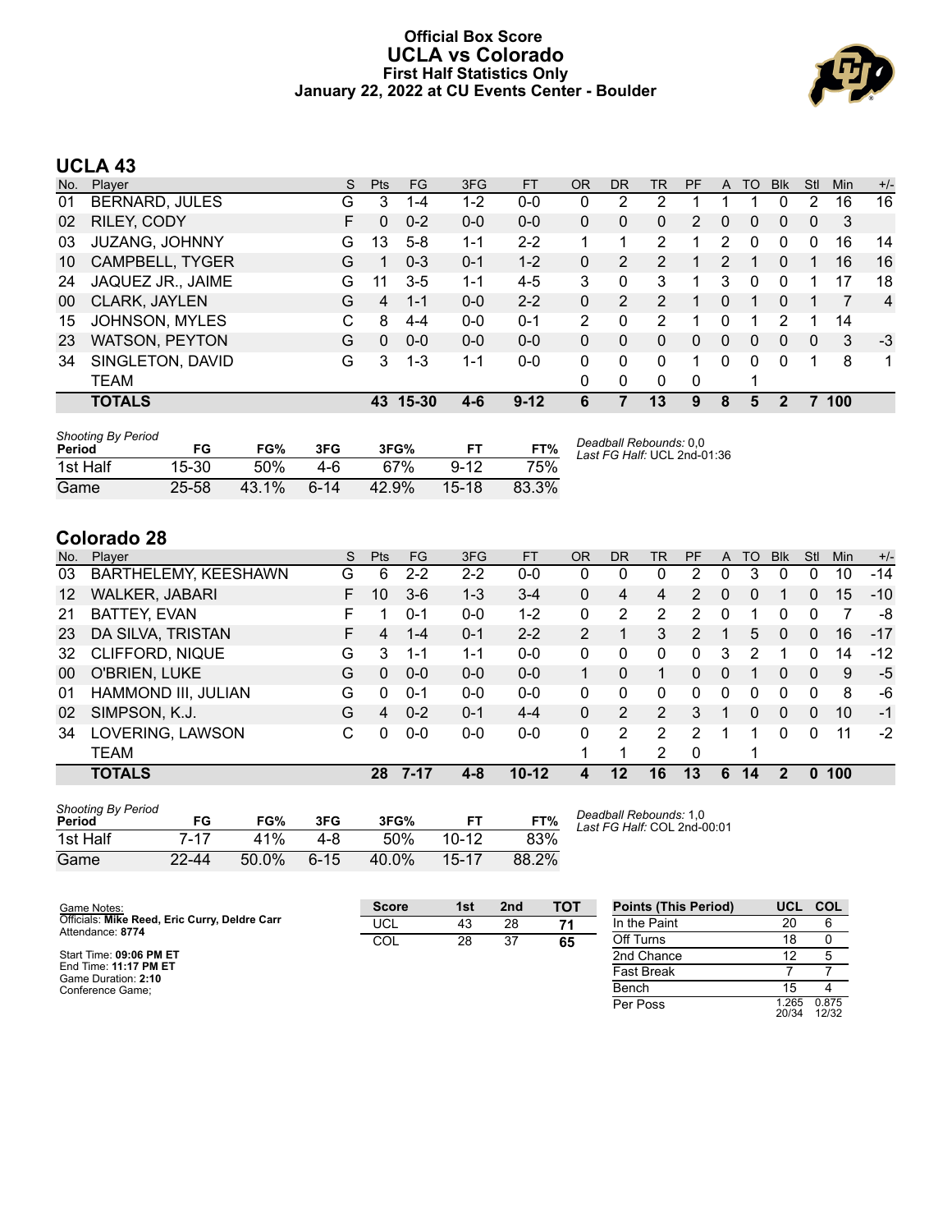# Official Box Score
## UCLA vs Colorado
### First Half Statistics Only
### January 22, 2022 at CU Events Center - Boulder

## UCLA 43

| No. | Player | S | Pts | FG | 3FG | FT | OR | DR | TR | PF | A | TO | Blk | Stl | Min | +/- |
|---|---|---|---|---|---|---|---|---|---|---|---|---|---|---|---|---|
| 01 | BERNARD, JULES | G | 3 | 1-4 | 1-2 | 0-0 | 0 | 2 | 2 | 1 | 1 | 1 | 0 | 2 | 16 | 16 |
| 02 | RILEY, CODY | F | 0 | 0-2 | 0-0 | 0-0 | 0 | 0 | 0 | 2 | 0 | 0 | 0 | 0 | 3 | |
| 03 | JUZANG, JOHNNY | G | 13 | 5-8 | 1-1 | 2-2 | 1 | 1 | 2 | 1 | 2 | 0 | 0 | 0 | 16 | 14 |
| 10 | CAMPBELL, TYGER | G | 1 | 0-3 | 0-1 | 1-2 | 0 | 2 | 2 | 1 | 2 | 1 | 0 | 1 | 16 | 16 |
| 24 | JAQUEZ JR., JAIME | G | 11 | 3-5 | 1-1 | 4-5 | 3 | 0 | 3 | 1 | 3 | 0 | 0 | 1 | 17 | 18 |
| 00 | CLARK, JAYLEN | G | 4 | 1-1 | 0-0 | 2-2 | 0 | 2 | 2 | 1 | 0 | 1 | 0 | 1 | 7 | 4 |
| 15 | JOHNSON, MYLES | C | 8 | 4-4 | 0-0 | 0-1 | 2 | 0 | 2 | 1 | 0 | 1 | 2 | 1 | 14 | |
| 23 | WATSON, PEYTON | G | 0 | 0-0 | 0-0 | 0-0 | 0 | 0 | 0 | 0 | 0 | 0 | 0 | 0 | 3 | -3 |
| 34 | SINGLETON, DAVID | G | 3 | 1-3 | 1-1 | 0-0 | 0 | 0 | 0 | 1 | 0 | 0 | 0 | 1 | 8 | 1 |
| | TEAM | | | | | | 0 | 0 | 0 | 0 | | 1 | | | | |
| | **TOTALS** | | **43** | **15-30** | **4-6** | **9-12** | **6** | **7** | **13** | **9** | **8** | **5** | **2** | **7** | **100** | |

*Shooting By Period*

| Period | FG | FG% | 3FG | 3FG% | FT | FT% |
|---|---|---|---|---|---|---|
| 1st Half | 15-30 | 50% | 4-6 | 67% | 9-12 | 75% |
| Game | 25-58 | 43.1% | 6-14 | 42.9% | 15-18 | 83.3% |

*Deadball Rebounds:* 0,0
*Last FG Half:* UCL 2nd-01:36

## Colorado 28

| No. | Player | S | Pts | FG | 3FG | FT | OR | DR | TR | PF | A | TO | Blk | Stl | Min | +/- |
|---|---|---|---|---|---|---|---|---|---|---|---|---|---|---|---|---|
| 03 | BARTHELEMY, KEESHAWN | G | 6 | 2-2 | 2-2 | 0-0 | 0 | 0 | 0 | 2 | 0 | 3 | 0 | 0 | 10 | -14 |
| 12 | WALKER, JABARI | F | 10 | 3-6 | 1-3 | 3-4 | 0 | 4 | 4 | 2 | 0 | 0 | 1 | 0 | 15 | -10 |
| 21 | BATTEY, EVAN | F | 1 | 0-1 | 0-0 | 1-2 | 0 | 2 | 2 | 2 | 0 | 1 | 0 | 0 | 7 | -8 |
| 23 | DA SILVA, TRISTAN | F | 4 | 1-4 | 0-1 | 2-2 | 2 | 1 | 3 | 2 | 1 | 5 | 0 | 0 | 16 | -17 |
| 32 | CLIFFORD, NIQUE | G | 3 | 1-1 | 1-1 | 0-0 | 0 | 0 | 0 | 0 | 3 | 2 | 1 | 0 | 14 | -12 |
| 00 | O'BRIEN, LUKE | G | 0 | 0-0 | 0-0 | 0-0 | 1 | 0 | 1 | 0 | 0 | 1 | 0 | 0 | 9 | -5 |
| 01 | HAMMOND III, JULIAN | G | 0 | 0-1 | 0-0 | 0-0 | 0 | 0 | 0 | 0 | 0 | 0 | 0 | 0 | 8 | -6 |
| 02 | SIMPSON, K.J. | G | 4 | 0-2 | 0-1 | 4-4 | 0 | 2 | 2 | 3 | 1 | 0 | 0 | 0 | 10 | -1 |
| 34 | LOVERING, LAWSON | C | 0 | 0-0 | 0-0 | 0-0 | 0 | 2 | 2 | 2 | 1 | 1 | 0 | 0 | 11 | -2 |
| | TEAM | | | | | | 1 | 1 | 2 | 0 | | 1 | | | | |
| | **TOTALS** | | **28** | **7-17** | **4-8** | **10-12** | **4** | **12** | **16** | **13** | **6** | **14** | **2** | **0** | **100** | |

*Shooting By Period*

| Period | FG | FG% | 3FG | 3FG% | FT | FT% |
|---|---|---|---|---|---|---|
| 1st Half | 7-17 | 41% | 4-8 | 50% | 10-12 | 83% |
| Game | 22-44 | 50.0% | 6-15 | 40.0% | 15-17 | 88.2% |

*Deadball Rebounds:* 1,0
*Last FG Half:* COL 2nd-00:01

Game Notes:
Officials: **Mike Reed, Eric Curry, Deldre Carr**
Attendance: **8774**

Start Time: **09:06 PM ET**
End Time: **11:17 PM ET**
Game Duration: **2:10**
Conference Game;

| Score | 1st | 2nd | TOT |
|---|---|---|---|
| UCL | 43 | 28 | **71** |
| COL | 28 | 37 | **65** |

| Points (This Period) | UCL | COL |
|---|---|---|
| In the Paint | 20 | 6 |
| Off Turns | 18 | 0 |
| 2nd Chance | 12 | 5 |
| Fast Break | 7 | 7 |
| Bench | 15 | 4 |
| Per Poss | 1.265 20/34 | 0.875 12/32 |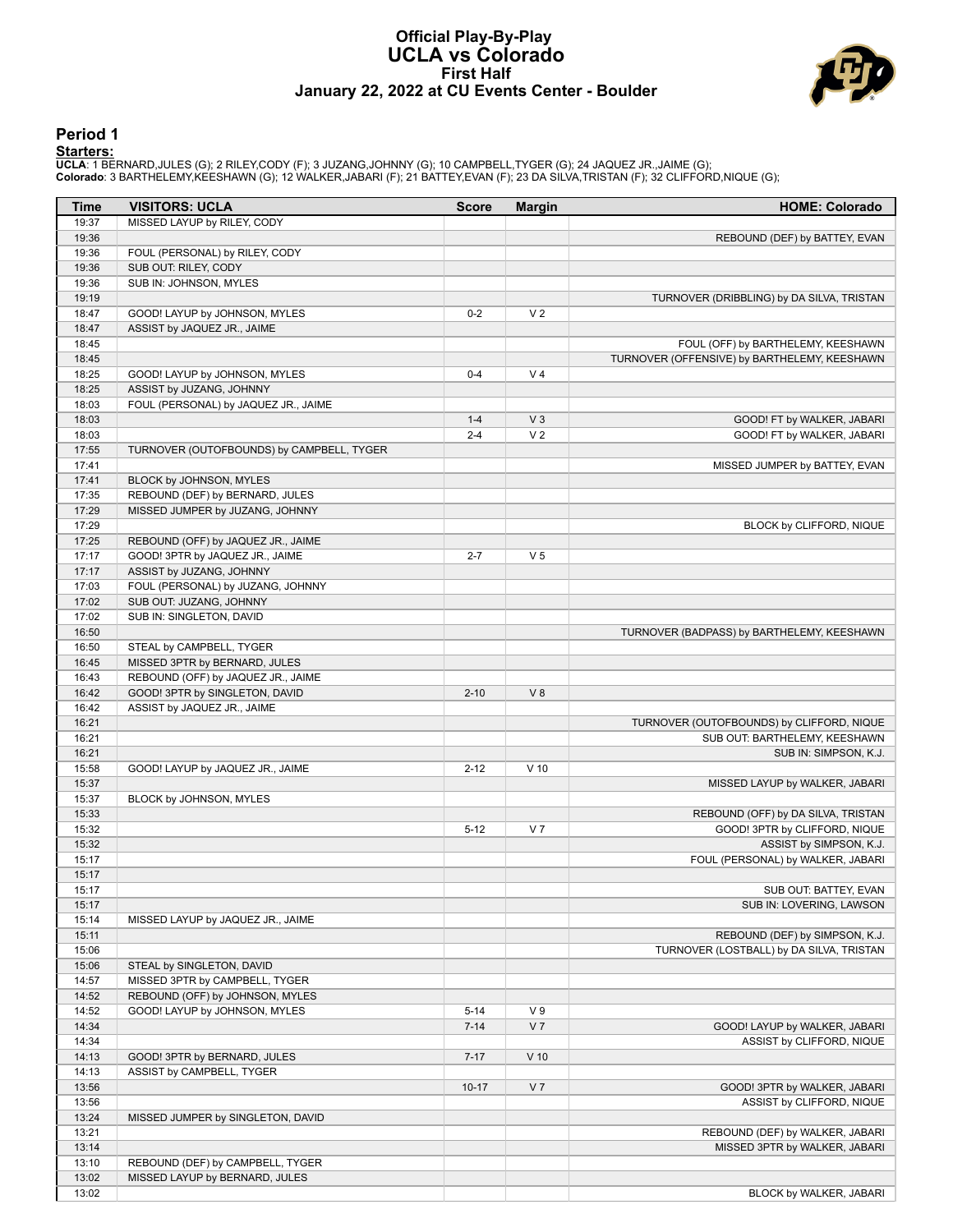# Official Play-By-Play
# UCLA vs Colorado
## First Half
## January 22, 2022 at CU Events Center - Boulder

### Period 1

**Starters:**

**UCLA**: 1 BERNARD,JULES (G); 2 RILEY,CODY (F); 3 JUZANG,JOHNNY (G); 10 CAMPBELL,TYGER (G); 24 JAQUEZ JR.,JAIME (G);
**Colorado**: 3 BARTHELEMY,KEESHAWN (G); 12 WALKER,JABARI (F); 21 BATTEY,EVAN (F); 23 DA SILVA,TRISTAN (F); 32 CLIFFORD,NIQUE (G);

| Time | VISITORS: UCLA | Score | Margin | HOME: Colorado |
|---|---|---|---|---|
| 19:37 | MISSED LAYUP by RILEY, CODY | | | |
| 19:36 | | | | REBOUND (DEF) by BATTEY, EVAN |
| 19:36 | FOUL (PERSONAL) by RILEY, CODY | | | |
| 19:36 | SUB OUT: RILEY, CODY | | | |
| 19:36 | SUB IN: JOHNSON, MYLES | | | |
| 19:19 | | | | TURNOVER (DRIBBLING) by DA SILVA, TRISTAN |
| 18:47 | GOOD! LAYUP by JOHNSON, MYLES | 0-2 | V 2 | |
| 18:47 | ASSIST by JAQUEZ JR., JAIME | | | |
| 18:45 | | | | FOUL (OFF) by BARTHELEMY, KEESHAWN |
| 18:45 | | | | TURNOVER (OFFENSIVE) by BARTHELEMY, KEESHAWN |
| 18:25 | GOOD! LAYUP by JOHNSON, MYLES | 0-4 | V 4 | |
| 18:25 | ASSIST by JUZANG, JOHNNY | | | |
| 18:03 | FOUL (PERSONAL) by JAQUEZ JR., JAIME | | | |
| 18:03 | | 1-4 | V 3 | GOOD! FT by WALKER, JABARI |
| 18:03 | | 2-4 | V 2 | GOOD! FT by WALKER, JABARI |
| 17:55 | TURNOVER (OUTOFBOUNDS) by CAMPBELL, TYGER | | | |
| 17:41 | | | | MISSED JUMPER by BATTEY, EVAN |
| 17:41 | BLOCK by JOHNSON, MYLES | | | |
| 17:35 | REBOUND (DEF) by BERNARD, JULES | | | |
| 17:29 | MISSED JUMPER by JUZANG, JOHNNY | | | |
| 17:29 | | | | BLOCK by CLIFFORD, NIQUE |
| 17:25 | REBOUND (OFF) by JAQUEZ JR., JAIME | | | |
| 17:17 | GOOD! 3PTR by JAQUEZ JR., JAIME | 2-7 | V 5 | |
| 17:17 | ASSIST by JUZANG, JOHNNY | | | |
| 17:03 | FOUL (PERSONAL) by JUZANG, JOHNNY | | | |
| 17:02 | SUB OUT: JUZANG, JOHNNY | | | |
| 17:02 | SUB IN: SINGLETON, DAVID | | | |
| 16:50 | | | | TURNOVER (BADPASS) by BARTHELEMY, KEESHAWN |
| 16:50 | STEAL by CAMPBELL, TYGER | | | |
| 16:45 | MISSED 3PTR by BERNARD, JULES | | | |
| 16:43 | REBOUND (OFF) by JAQUEZ JR., JAIME | | | |
| 16:42 | GOOD! 3PTR by SINGLETON, DAVID | 2-10 | V 8 | |
| 16:42 | ASSIST by JAQUEZ JR., JAIME | | | |
| 16:21 | | | | TURNOVER (OUTOFBOUNDS) by CLIFFORD, NIQUE |
| 16:21 | | | | SUB OUT: BARTHELEMY, KEESHAWN |
| 16:21 | | | | SUB IN: SIMPSON, K.J. |
| 15:58 | GOOD! LAYUP by JAQUEZ JR., JAIME | 2-12 | V 10 | |
| 15:37 | | | | MISSED LAYUP by WALKER, JABARI |
| 15:37 | BLOCK by JOHNSON, MYLES | | | |
| 15:33 | | | | REBOUND (OFF) by DA SILVA, TRISTAN |
| 15:32 | | 5-12 | V 7 | GOOD! 3PTR by CLIFFORD, NIQUE |
| 15:32 | | | | ASSIST by SIMPSON, K.J. |
| 15:17 | | | | FOUL (PERSONAL) by WALKER, JABARI |
| 15:17 | | | | |
| 15:17 | | | | SUB OUT: BATTEY, EVAN |
| 15:17 | | | | SUB IN: LOVERING, LAWSON |
| 15:14 | MISSED LAYUP by JAQUEZ JR., JAIME | | | |
| 15:11 | | | | REBOUND (DEF) by SIMPSON, K.J. |
| 15:06 | | | | TURNOVER (LOSTBALL) by DA SILVA, TRISTAN |
| 15:06 | STEAL by SINGLETON, DAVID | | | |
| 14:57 | MISSED 3PTR by CAMPBELL, TYGER | | | |
| 14:52 | REBOUND (OFF) by JOHNSON, MYLES | | | |
| 14:52 | GOOD! LAYUP by JOHNSON, MYLES | 5-14 | V 9 | |
| 14:34 | | 7-14 | V 7 | GOOD! LAYUP by WALKER, JABARI |
| 14:34 | | | | ASSIST by CLIFFORD, NIQUE |
| 14:13 | GOOD! 3PTR by BERNARD, JULES | 7-17 | V 10 | |
| 14:13 | ASSIST by CAMPBELL, TYGER | | | |
| 13:56 | | 10-17 | V 7 | GOOD! 3PTR by WALKER, JABARI |
| 13:56 | | | | ASSIST by CLIFFORD, NIQUE |
| 13:24 | MISSED JUMPER by SINGLETON, DAVID | | | |
| 13:21 | | | | REBOUND (DEF) by WALKER, JABARI |
| 13:14 | | | | MISSED 3PTR by WALKER, JABARI |
| 13:10 | REBOUND (DEF) by CAMPBELL, TYGER | | | |
| 13:02 | MISSED LAYUP by BERNARD, JULES | | | |
| 13:02 | | | | BLOCK by WALKER, JABARI |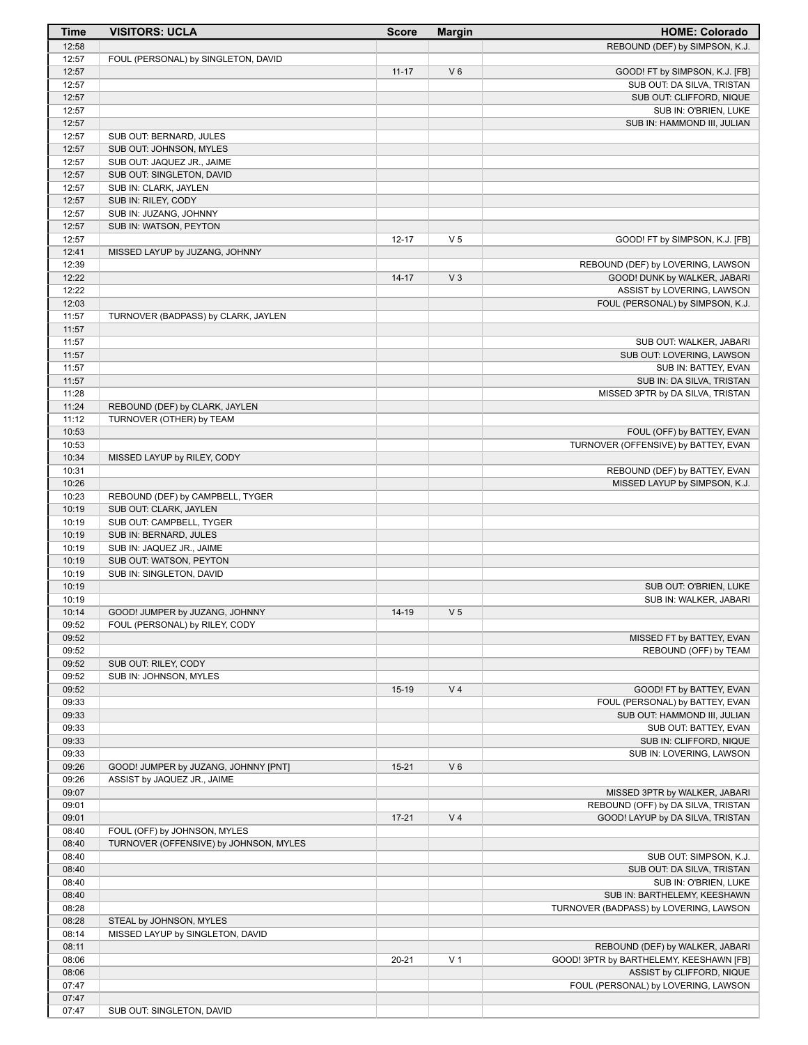| Time | VISITORS: UCLA | Score | Margin | HOME: Colorado |
|---|---|---|---|---|
| 12:58 | | | | REBOUND (DEF) by SIMPSON, K.J. |
| 12:57 | FOUL (PERSONAL) by SINGLETON, DAVID | | | |
| 12:57 | | 11-17 | V 6 | GOOD! FT by SIMPSON, K.J. [FB] |
| 12:57 | | | | SUB OUT: DA SILVA, TRISTAN |
| 12:57 | | | | SUB OUT: CLIFFORD, NIQUE |
| 12:57 | | | | SUB IN: O'BRIEN, LUKE |
| 12:57 | | | | SUB IN: HAMMOND III, JULIAN |
| 12:57 | SUB OUT: BERNARD, JULES | | | |
| 12:57 | SUB OUT: JOHNSON, MYLES | | | |
| 12:57 | SUB OUT: JAQUEZ JR., JAIME | | | |
| 12:57 | SUB OUT: SINGLETON, DAVID | | | |
| 12:57 | SUB IN: CLARK, JAYLEN | | | |
| 12:57 | SUB IN: RILEY, CODY | | | |
| 12:57 | SUB IN: JUZANG, JOHNNY | | | |
| 12:57 | SUB IN: WATSON, PEYTON | | | |
| 12:57 | | 12-17 | V 5 | GOOD! FT by SIMPSON, K.J. [FB] |
| 12:41 | MISSED LAYUP by JUZANG, JOHNNY | | | |
| 12:39 | | | | REBOUND (DEF) by LOVERING, LAWSON |
| 12:22 | | 14-17 | V 3 | GOOD! DUNK by WALKER, JABARI |
| 12:22 | | | | ASSIST by LOVERING, LAWSON |
| 12:03 | | | | FOUL (PERSONAL) by SIMPSON, K.J. |
| 11:57 | TURNOVER (BADPASS) by CLARK, JAYLEN | | | |
| 11:57 | | | | |
| 11:57 | | | | SUB OUT: WALKER, JABARI |
| 11:57 | | | | SUB OUT: LOVERING, LAWSON |
| 11:57 | | | | SUB IN: BATTEY, EVAN |
| 11:57 | | | | SUB IN: DA SILVA, TRISTAN |
| 11:28 | | | | MISSED 3PTR by DA SILVA, TRISTAN |
| 11:24 | REBOUND (DEF) by CLARK, JAYLEN | | | |
| 11:12 | TURNOVER (OTHER) by TEAM | | | |
| 10:53 | | | | FOUL (OFF) by BATTEY, EVAN |
| 10:53 | | | | TURNOVER (OFFENSIVE) by BATTEY, EVAN |
| 10:34 | MISSED LAYUP by RILEY, CODY | | | |
| 10:31 | | | | REBOUND (DEF) by BATTEY, EVAN |
| 10:26 | | | | MISSED LAYUP by SIMPSON, K.J. |
| 10:23 | REBOUND (DEF) by CAMPBELL, TYGER | | | |
| 10:19 | SUB OUT: CLARK, JAYLEN | | | |
| 10:19 | SUB OUT: CAMPBELL, TYGER | | | |
| 10:19 | SUB IN: BERNARD, JULES | | | |
| 10:19 | SUB IN: JAQUEZ JR., JAIME | | | |
| 10:19 | SUB OUT: WATSON, PEYTON | | | |
| 10:19 | SUB IN: SINGLETON, DAVID | | | |
| 10:19 | | | | SUB OUT: O'BRIEN, LUKE |
| 10:19 | | | | SUB IN: WALKER, JABARI |
| 10:14 | GOOD! JUMPER by JUZANG, JOHNNY | 14-19 | V 5 | |
| 09:52 | FOUL (PERSONAL) by RILEY, CODY | | | |
| 09:52 | | | | MISSED FT by BATTEY, EVAN |
| 09:52 | | | | REBOUND (OFF) by TEAM |
| 09:52 | SUB OUT: RILEY, CODY | | | |
| 09:52 | SUB IN: JOHNSON, MYLES | | | |
| 09:52 | | 15-19 | V 4 | GOOD! FT by BATTEY, EVAN |
| 09:33 | | | | FOUL (PERSONAL) by BATTEY, EVAN |
| 09:33 | | | | SUB OUT: HAMMOND III, JULIAN |
| 09:33 | | | | SUB OUT: BATTEY, EVAN |
| 09:33 | | | | SUB IN: CLIFFORD, NIQUE |
| 09:33 | | | | SUB IN: LOVERING, LAWSON |
| 09:26 | GOOD! JUMPER by JUZANG, JOHNNY [PNT] | 15-21 | V 6 | |
| 09:26 | ASSIST by JAQUEZ JR., JAIME | | | |
| 09:07 | | | | MISSED 3PTR by WALKER, JABARI |
| 09:01 | | | | REBOUND (OFF) by DA SILVA, TRISTAN |
| 09:01 | | 17-21 | V 4 | GOOD! LAYUP by DA SILVA, TRISTAN |
| 08:40 | FOUL (OFF) by JOHNSON, MYLES | | | |
| 08:40 | TURNOVER (OFFENSIVE) by JOHNSON, MYLES | | | |
| 08:40 | | | | SUB OUT: SIMPSON, K.J. |
| 08:40 | | | | SUB OUT: DA SILVA, TRISTAN |
| 08:40 | | | | SUB IN: O'BRIEN, LUKE |
| 08:40 | | | | SUB IN: BARTHELEMY, KEESHAWN |
| 08:28 | | | | TURNOVER (BADPASS) by LOVERING, LAWSON |
| 08:28 | STEAL by JOHNSON, MYLES | | | |
| 08:14 | MISSED LAYUP by SINGLETON, DAVID | | | |
| 08:11 | | | | REBOUND (DEF) by WALKER, JABARI |
| 08:06 | | 20-21 | V 1 | GOOD! 3PTR by BARTHELEMY, KEESHAWN [FB] |
| 08:06 | | | | ASSIST by CLIFFORD, NIQUE |
| 07:47 | | | | FOUL (PERSONAL) by LOVERING, LAWSON |
| 07:47 | | | | |
| 07:47 | SUB OUT: SINGLETON, DAVID | | | |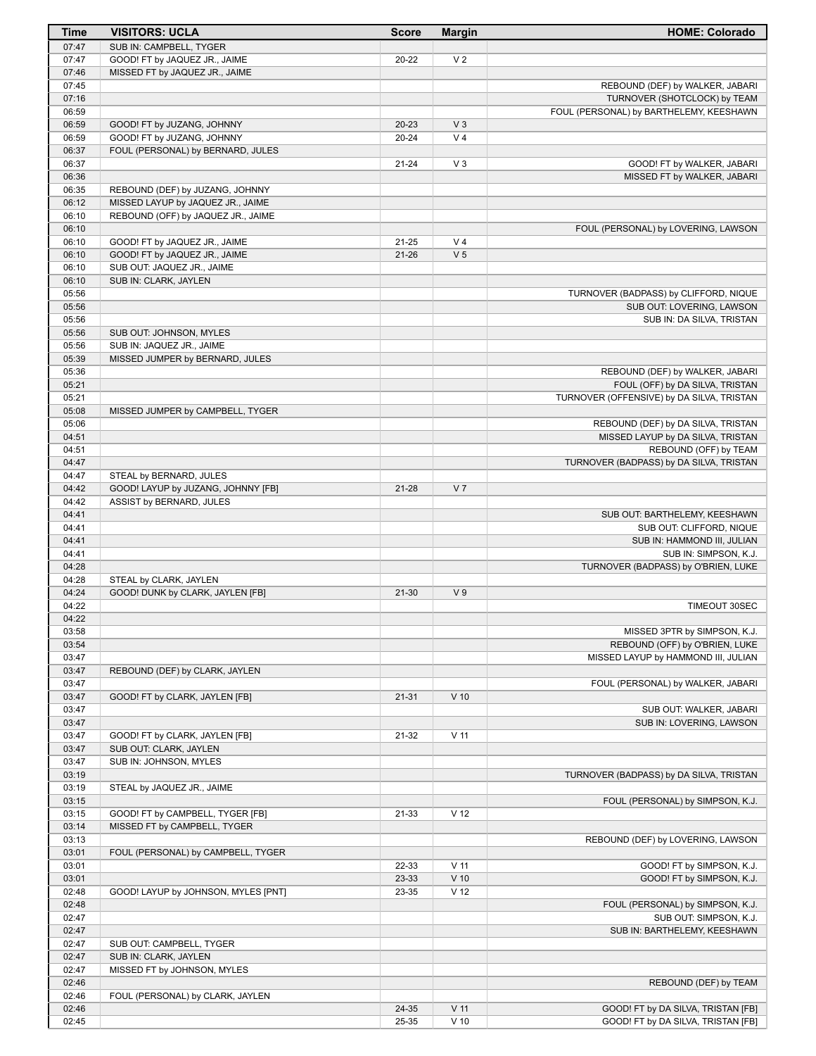| Time | VISITORS: UCLA | Score | Margin | HOME: Colorado |
| --- | --- | --- | --- | --- |
| 07:47 | SUB IN: CAMPBELL, TYGER | | | |
| 07:47 | GOOD! FT by JAQUEZ JR., JAIME | 20-22 | V 2 | |
| 07:46 | MISSED FT by JAQUEZ JR., JAIME | | | |
| 07:45 | | | | REBOUND (DEF) by WALKER, JABARI |
| 07:16 | | | | TURNOVER (SHOTCLOCK) by TEAM |
| 06:59 | | | | FOUL (PERSONAL) by BARTHELEMY, KEESHAWN |
| 06:59 | GOOD! FT by JUZANG, JOHNNY | 20-23 | V 3 | |
| 06:59 | GOOD! FT by JUZANG, JOHNNY | 20-24 | V 4 | |
| 06:37 | FOUL (PERSONAL) by BERNARD, JULES | | | |
| 06:37 | | 21-24 | V 3 | GOOD! FT by WALKER, JABARI |
| 06:36 | | | | MISSED FT by WALKER, JABARI |
| 06:35 | REBOUND (DEF) by JUZANG, JOHNNY | | | |
| 06:12 | MISSED LAYUP by JAQUEZ JR., JAIME | | | |
| 06:10 | REBOUND (OFF) by JAQUEZ JR., JAIME | | | |
| 06:10 | | | | FOUL (PERSONAL) by LOVERING, LAWSON |
| 06:10 | GOOD! FT by JAQUEZ JR., JAIME | 21-25 | V 4 | |
| 06:10 | GOOD! FT by JAQUEZ JR., JAIME | 21-26 | V 5 | |
| 06:10 | SUB OUT: JAQUEZ JR., JAIME | | | |
| 06:10 | SUB IN: CLARK, JAYLEN | | | |
| 05:56 | | | | TURNOVER (BADPASS) by CLIFFORD, NIQUE |
| 05:56 | | | | SUB OUT: LOVERING, LAWSON |
| 05:56 | | | | SUB IN: DA SILVA, TRISTAN |
| 05:56 | SUB OUT: JOHNSON, MYLES | | | |
| 05:56 | SUB IN: JAQUEZ JR., JAIME | | | |
| 05:39 | MISSED JUMPER by BERNARD, JULES | | | |
| 05:36 | | | | REBOUND (DEF) by WALKER, JABARI |
| 05:21 | | | | FOUL (OFF) by DA SILVA, TRISTAN |
| 05:21 | | | | TURNOVER (OFFENSIVE) by DA SILVA, TRISTAN |
| 05:08 | MISSED JUMPER by CAMPBELL, TYGER | | | |
| 05:06 | | | | REBOUND (DEF) by DA SILVA, TRISTAN |
| 04:51 | | | | MISSED LAYUP by DA SILVA, TRISTAN |
| 04:51 | | | | REBOUND (OFF) by TEAM |
| 04:47 | | | | TURNOVER (BADPASS) by DA SILVA, TRISTAN |
| 04:47 | STEAL by BERNARD, JULES | | | |
| 04:42 | GOOD! LAYUP by JUZANG, JOHNNY [FB] | 21-28 | V 7 | |
| 04:42 | ASSIST by BERNARD, JULES | | | |
| 04:41 | | | | SUB OUT: BARTHELEMY, KEESHAWN |
| 04:41 | | | | SUB OUT: CLIFFORD, NIQUE |
| 04:41 | | | | SUB IN: HAMMOND III, JULIAN |
| 04:41 | | | | SUB IN: SIMPSON, K.J. |
| 04:28 | | | | TURNOVER (BADPASS) by O'BRIEN, LUKE |
| 04:28 | STEAL by CLARK, JAYLEN | | | |
| 04:24 | GOOD! DUNK by CLARK, JAYLEN [FB] | 21-30 | V 9 | |
| 04:22 | | | | TIMEOUT 30SEC |
| 04:22 | | | | |
| 03:58 | | | | MISSED 3PTR by SIMPSON, K.J. |
| 03:54 | | | | REBOUND (OFF) by O'BRIEN, LUKE |
| 03:47 | | | | MISSED LAYUP by HAMMOND III, JULIAN |
| 03:47 | REBOUND (DEF) by CLARK, JAYLEN | | | |
| 03:47 | | | | FOUL (PERSONAL) by WALKER, JABARI |
| 03:47 | GOOD! FT by CLARK, JAYLEN [FB] | 21-31 | V 10 | |
| 03:47 | | | | SUB OUT: WALKER, JABARI |
| 03:47 | | | | SUB IN: LOVERING, LAWSON |
| 03:47 | GOOD! FT by CLARK, JAYLEN [FB] | 21-32 | V 11 | |
| 03:47 | SUB OUT: CLARK, JAYLEN | | | |
| 03:47 | SUB IN: JOHNSON, MYLES | | | |
| 03:19 | | | | TURNOVER (BADPASS) by DA SILVA, TRISTAN |
| 03:19 | STEAL by JAQUEZ JR., JAIME | | | |
| 03:15 | | | | FOUL (PERSONAL) by SIMPSON, K.J. |
| 03:15 | GOOD! FT by CAMPBELL, TYGER [FB] | 21-33 | V 12 | |
| 03:14 | MISSED FT by CAMPBELL, TYGER | | | |
| 03:13 | | | | REBOUND (DEF) by LOVERING, LAWSON |
| 03:01 | FOUL (PERSONAL) by CAMPBELL, TYGER | | | |
| 03:01 | | 22-33 | V 11 | GOOD! FT by SIMPSON, K.J. |
| 03:01 | | 23-33 | V 10 | GOOD! FT by SIMPSON, K.J. |
| 02:48 | GOOD! LAYUP by JOHNSON, MYLES [PNT] | 23-35 | V 12 | |
| 02:48 | | | | FOUL (PERSONAL) by SIMPSON, K.J. |
| 02:47 | | | | SUB OUT: SIMPSON, K.J. |
| 02:47 | | | | SUB IN: BARTHELEMY, KEESHAWN |
| 02:47 | SUB OUT: CAMPBELL, TYGER | | | |
| 02:47 | SUB IN: CLARK, JAYLEN | | | |
| 02:47 | MISSED FT by JOHNSON, MYLES | | | |
| 02:46 | | | | REBOUND (DEF) by TEAM |
| 02:46 | FOUL (PERSONAL) by CLARK, JAYLEN | | | |
| 02:46 | | 24-35 | V 11 | GOOD! FT by DA SILVA, TRISTAN [FB] |
| 02:45 | | 25-35 | V 10 | GOOD! FT by DA SILVA, TRISTAN [FB] |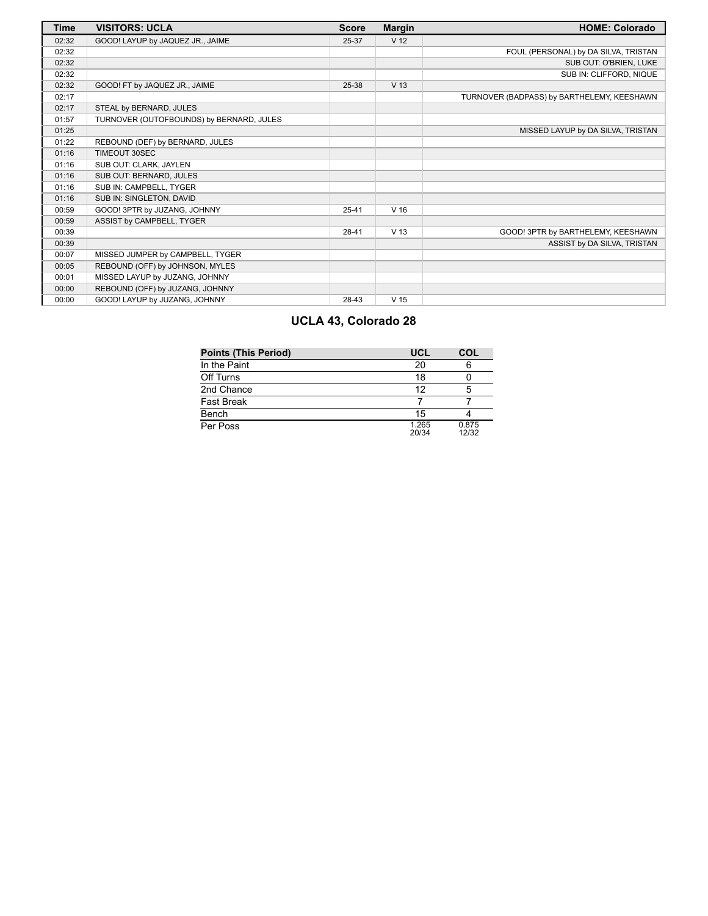| Time | VISITORS: UCLA | Score | Margin | HOME: Colorado |
|---|---|---|---|---|
| 02:32 | GOOD! LAYUP by JAQUEZ JR., JAIME | 25-37 | V 12 | |
| 02:32 | | | | FOUL (PERSONAL) by DA SILVA, TRISTAN |
| 02:32 | | | | SUB OUT: O'BRIEN, LUKE |
| 02:32 | | | | SUB IN: CLIFFORD, NIQUE |
| 02:32 | GOOD! FT by JAQUEZ JR., JAIME | 25-38 | V 13 | |
| 02:17 | | | | TURNOVER (BADPASS) by BARTHELEMY, KEESHAWN |
| 02:17 | STEAL by BERNARD, JULES | | | |
| 01:57 | TURNOVER (OUTOFBOUNDS) by BERNARD, JULES | | | |
| 01:25 | | | | MISSED LAYUP by DA SILVA, TRISTAN |
| 01:22 | REBOUND (DEF) by BERNARD, JULES | | | |
| 01:16 | TIMEOUT 30SEC | | | |
| 01:16 | SUB OUT: CLARK, JAYLEN | | | |
| 01:16 | SUB OUT: BERNARD, JULES | | | |
| 01:16 | SUB IN: CAMPBELL, TYGER | | | |
| 01:16 | SUB IN: SINGLETON, DAVID | | | |
| 00:59 | GOOD! 3PTR by JUZANG, JOHNNY | 25-41 | V 16 | |
| 00:59 | ASSIST by CAMPBELL, TYGER | | | |
| 00:39 | | 28-41 | V 13 | GOOD! 3PTR by BARTHELEMY, KEESHAWN |
| 00:39 | | | | ASSIST by DA SILVA, TRISTAN |
| 00:07 | MISSED JUMPER by CAMPBELL, TYGER | | | |
| 00:05 | REBOUND (OFF) by JOHNSON, MYLES | | | |
| 00:01 | MISSED LAYUP by JUZANG, JOHNNY | | | |
| 00:00 | REBOUND (OFF) by JUZANG, JOHNNY | | | |
| 00:00 | GOOD! LAYUP by JUZANG, JOHNNY | 28-43 | V 15 | |

## UCLA 43, Colorado 28

| Points (This Period) | UCL | COL |
|---|---|---|
| In the Paint | 20 | 6 |
| Off Turns | 18 | 0 |
| 2nd Chance | 12 | 5 |
| Fast Break | 7 | 7 |
| Bench | 15 | 4 |
| Per Poss | 1.265 20/34 | 0.875 12/32 |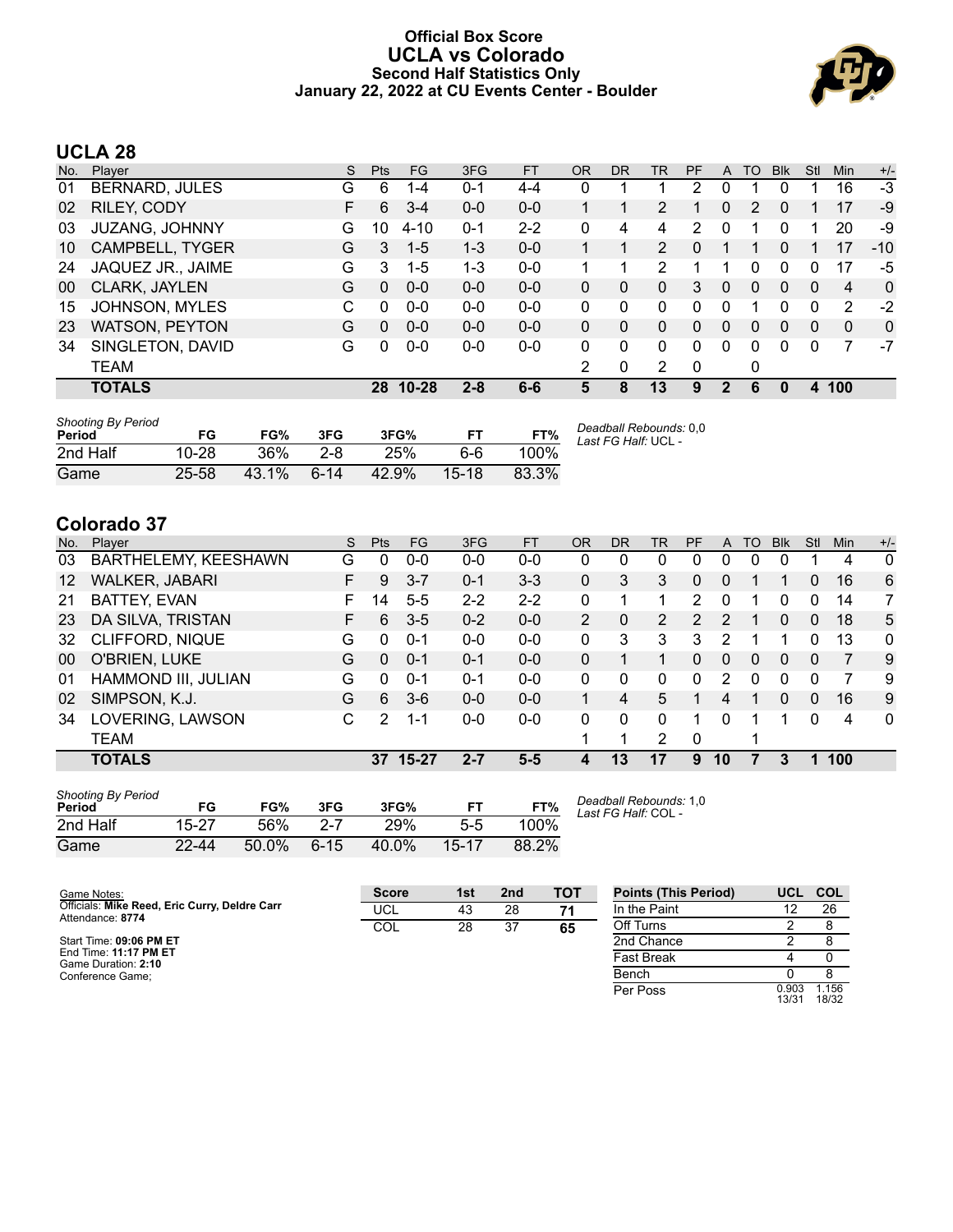# Official Box Score
# UCLA vs Colorado
### Second Half Statistics Only
### January 22, 2022 at CU Events Center - Boulder

## UCLA 28

| No. | Player | S | Pts | FG | 3FG | FT | OR | DR | TR | PF | A | TO | Blk | Stl | Min | +/- |
|---|---|---|---|---|---|---|---|---|---|---|---|---|---|---|---|---|
| 01 | BERNARD, JULES | G | 6 | 1-4 | 0-1 | 4-4 | 0 | 1 | 1 | 2 | 0 | 1 | 0 | 1 | 16 | -3 |
| 02 | RILEY, CODY | F | 6 | 3-4 | 0-0 | 0-0 | 1 | 1 | 2 | 1 | 0 | 2 | 0 | 1 | 17 | -9 |
| 03 | JUZANG, JOHNNY | G | 10 | 4-10 | 0-1 | 2-2 | 0 | 4 | 4 | 2 | 0 | 1 | 0 | 1 | 20 | -9 |
| 10 | CAMPBELL, TYGER | G | 3 | 1-5 | 1-3 | 0-0 | 1 | 1 | 2 | 0 | 1 | 1 | 0 | 1 | 17 | -10 |
| 24 | JAQUEZ JR., JAIME | G | 3 | 1-5 | 1-3 | 0-0 | 1 | 1 | 2 | 1 | 1 | 0 | 0 | 0 | 17 | -5 |
| 00 | CLARK, JAYLEN | G | 0 | 0-0 | 0-0 | 0-0 | 0 | 0 | 0 | 3 | 0 | 0 | 0 | 0 | 4 | 0 |
| 15 | JOHNSON, MYLES | C | 0 | 0-0 | 0-0 | 0-0 | 0 | 0 | 0 | 0 | 0 | 1 | 0 | 0 | 2 | -2 |
| 23 | WATSON, PEYTON | G | 0 | 0-0 | 0-0 | 0-0 | 0 | 0 | 0 | 0 | 0 | 0 | 0 | 0 | 0 | 0 |
| 34 | SINGLETON, DAVID | G | 0 | 0-0 | 0-0 | 0-0 | 0 | 0 | 0 | 0 | 0 | 0 | 0 | 0 | 7 | -7 |
| | TEAM | | | | | | 2 | 0 | 2 | 0 | | 0 | | | | |
| | **TOTALS** | | **28** | **10-28** | **2-8** | **6-6** | **5** | **8** | **13** | **9** | **2** | **6** | **0** | **4** | **100** | |

| *Shooting By Period* Period | FG | FG% | 3FG | 3FG% | FT | FT% |
|---|---|---|---|---|---|---|
| 2nd Half | 10-28 | 36% | 2-8 | 25% | 6-6 | 100% |
| Game | 25-58 | 43.1% | 6-14 | 42.9% | 15-18 | 83.3% |

*Deadball Rebounds:* 0,0
*Last FG Half:* UCL -

## Colorado 37

| No. | Player | S | Pts | FG | 3FG | FT | OR | DR | TR | PF | A | TO | Blk | Stl | Min | +/- |
|---|---|---|---|---|---|---|---|---|---|---|---|---|---|---|---|---|
| 03 | BARTHELEMY, KEESHAWN | G | 0 | 0-0 | 0-0 | 0-0 | 0 | 0 | 0 | 0 | 0 | 0 | 0 | 1 | 4 | 0 |
| 12 | WALKER, JABARI | F | 9 | 3-7 | 0-1 | 3-3 | 0 | 3 | 3 | 0 | 0 | 1 | 1 | 0 | 16 | 6 |
| 21 | BATTEY, EVAN | F | 14 | 5-5 | 2-2 | 2-2 | 0 | 1 | 1 | 2 | 0 | 1 | 0 | 0 | 14 | 7 |
| 23 | DA SILVA, TRISTAN | F | 6 | 3-5 | 0-2 | 0-0 | 2 | 0 | 2 | 2 | 2 | 1 | 0 | 0 | 18 | 5 |
| 32 | CLIFFORD, NIQUE | G | 0 | 0-1 | 0-0 | 0-0 | 0 | 3 | 3 | 3 | 2 | 1 | 1 | 0 | 13 | 0 |
| 00 | O'BRIEN, LUKE | G | 0 | 0-1 | 0-1 | 0-0 | 0 | 1 | 1 | 0 | 0 | 0 | 0 | 0 | 7 | 9 |
| 01 | HAMMOND III, JULIAN | G | 0 | 0-1 | 0-1 | 0-0 | 0 | 0 | 0 | 0 | 2 | 0 | 0 | 0 | 7 | 9 |
| 02 | SIMPSON, K.J. | G | 6 | 3-6 | 0-0 | 0-0 | 1 | 4 | 5 | 1 | 4 | 1 | 0 | 0 | 16 | 9 |
| 34 | LOVERING, LAWSON | C | 2 | 1-1 | 0-0 | 0-0 | 0 | 0 | 0 | 1 | 0 | 1 | 1 | 0 | 4 | 0 |
| | TEAM | | | | | | 1 | 1 | 2 | 0 | | 1 | | | | |
| | **TOTALS** | | **37** | **15-27** | **2-7** | **5-5** | **4** | **13** | **17** | **9** | **10** | **7** | **3** | **1** | **100** | |

| *Shooting By Period* Period | FG | FG% | 3FG | 3FG% | FT | FT% |
|---|---|---|---|---|---|---|
| 2nd Half | 15-27 | 56% | 2-7 | 29% | 5-5 | 100% |
| Game | 22-44 | 50.0% | 6-15 | 40.0% | 15-17 | 88.2% |

*Deadball Rebounds:* 1,0
*Last FG Half:* COL -

Game Notes:
Officials: **Mike Reed, Eric Curry, Deldre Carr**
Attendance: **8774**

Start Time: **09:06 PM ET**
End Time: **11:17 PM ET**
Game Duration: **2:10**
Conference Game;

| Score | 1st | 2nd | TOT |
|---|---|---|---|
| UCL | 43 | 28 | **71** |
| COL | 28 | 37 | **65** |

| Points (This Period) | UCL | COL |
|---|---|---|
| In the Paint | 12 | 26 |
| Off Turns | 2 | 8 |
| 2nd Chance | 2 | 8 |
| Fast Break | 4 | 0 |
| Bench | 0 | 8 |
| Per Poss | 0.903 13/31 | 1.156 18/32 |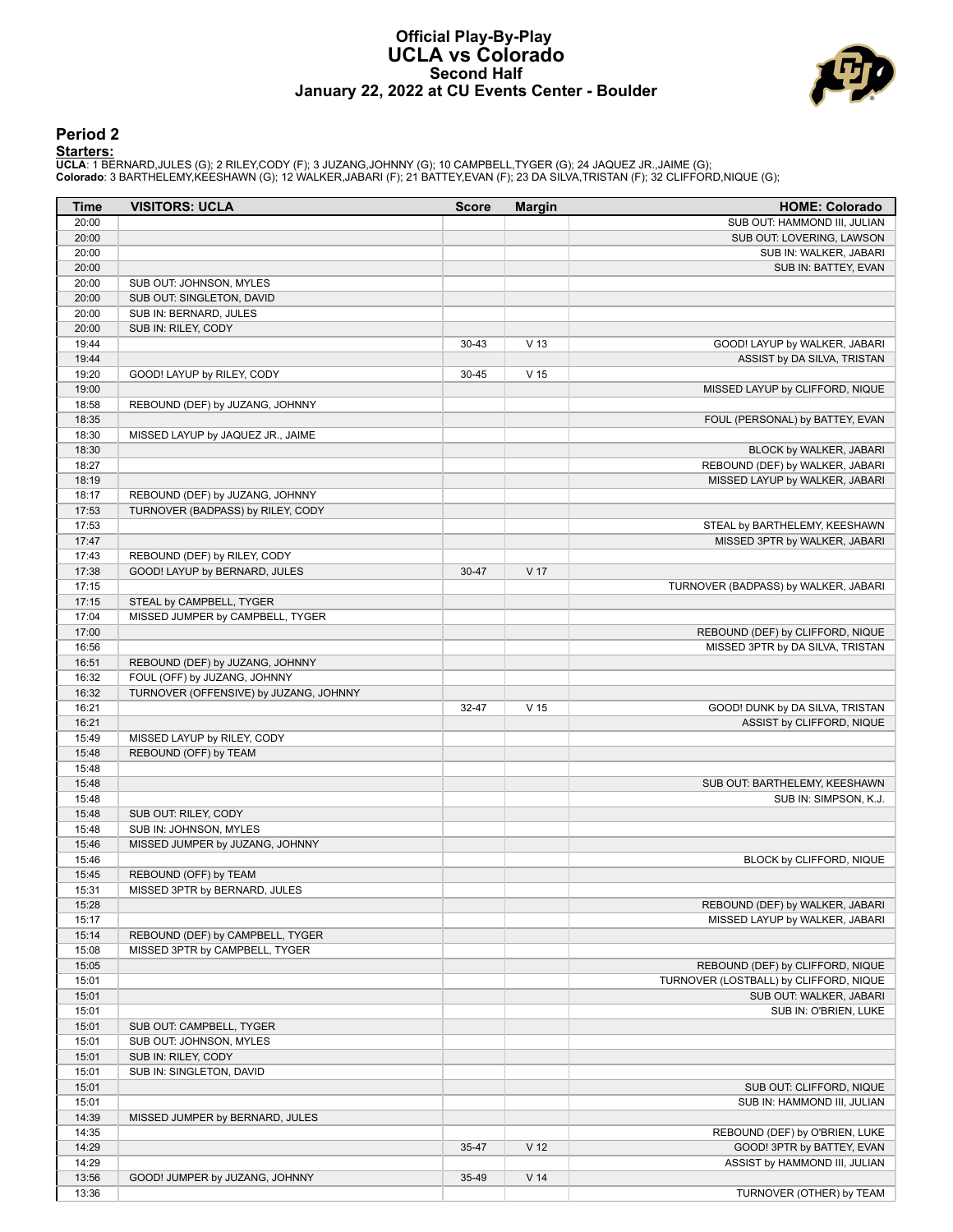# Official Play-By-Play
# UCLA vs Colorado
## Second Half
### January 22, 2022 at CU Events Center - Boulder

## Period 2

**Starters:**

**UCLA**: 1 BERNARD,JULES (G); 2 RILEY,CODY (F); 3 JUZANG,JOHNNY (G); 10 CAMPBELL,TYGER (G); 24 JAQUEZ JR.,JAIME (G);
**Colorado**: 3 BARTHELEMY,KEESHAWN (G); 12 WALKER,JABARI (F); 21 BATTEY,EVAN (F); 23 DA SILVA,TRISTAN (F); 32 CLIFFORD,NIQUE (G);

| Time | VISITORS: UCLA | Score | Margin | HOME: Colorado |
|---|---|---|---|---|
| 20:00 | | | | SUB OUT: HAMMOND III, JULIAN |
| 20:00 | | | | SUB OUT: LOVERING, LAWSON |
| 20:00 | | | | SUB IN: WALKER, JABARI |
| 20:00 | | | | SUB IN: BATTEY, EVAN |
| 20:00 | SUB OUT: JOHNSON, MYLES | | | |
| 20:00 | SUB OUT: SINGLETON, DAVID | | | |
| 20:00 | SUB IN: BERNARD, JULES | | | |
| 20:00 | SUB IN: RILEY, CODY | | | |
| 19:44 | | 30-43 | V 13 | GOOD! LAYUP by WALKER, JABARI |
| 19:44 | | | | ASSIST by DA SILVA, TRISTAN |
| 19:20 | GOOD! LAYUP by RILEY, CODY | 30-45 | V 15 | |
| 19:00 | | | | MISSED LAYUP by CLIFFORD, NIQUE |
| 18:58 | REBOUND (DEF) by JUZANG, JOHNNY | | | |
| 18:35 | | | | FOUL (PERSONAL) by BATTEY, EVAN |
| 18:30 | MISSED LAYUP by JAQUEZ JR., JAIME | | | |
| 18:30 | | | | BLOCK by WALKER, JABARI |
| 18:27 | | | | REBOUND (DEF) by WALKER, JABARI |
| 18:19 | | | | MISSED LAYUP by WALKER, JABARI |
| 18:17 | REBOUND (DEF) by JUZANG, JOHNNY | | | |
| 17:53 | TURNOVER (BADPASS) by RILEY, CODY | | | |
| 17:53 | | | | STEAL by BARTHELEMY, KEESHAWN |
| 17:47 | | | | MISSED 3PTR by WALKER, JABARI |
| 17:43 | REBOUND (DEF) by RILEY, CODY | | | |
| 17:38 | GOOD! LAYUP by BERNARD, JULES | 30-47 | V 17 | |
| 17:15 | | | | TURNOVER (BADPASS) by WALKER, JABARI |
| 17:15 | STEAL by CAMPBELL, TYGER | | | |
| 17:04 | MISSED JUMPER by CAMPBELL, TYGER | | | |
| 17:00 | | | | REBOUND (DEF) by CLIFFORD, NIQUE |
| 16:56 | | | | MISSED 3PTR by DA SILVA, TRISTAN |
| 16:51 | REBOUND (DEF) by JUZANG, JOHNNY | | | |
| 16:32 | FOUL (OFF) by JUZANG, JOHNNY | | | |
| 16:32 | TURNOVER (OFFENSIVE) by JUZANG, JOHNNY | | | |
| 16:21 | | 32-47 | V 15 | GOOD! DUNK by DA SILVA, TRISTAN |
| 16:21 | | | | ASSIST by CLIFFORD, NIQUE |
| 15:49 | MISSED LAYUP by RILEY, CODY | | | |
| 15:48 | REBOUND (OFF) by TEAM | | | |
| 15:48 | | | | |
| 15:48 | | | | SUB OUT: BARTHELEMY, KEESHAWN |
| 15:48 | | | | SUB IN: SIMPSON, K.J. |
| 15:48 | SUB OUT: RILEY, CODY | | | |
| 15:48 | SUB IN: JOHNSON, MYLES | | | |
| 15:46 | MISSED JUMPER by JUZANG, JOHNNY | | | |
| 15:46 | | | | BLOCK by CLIFFORD, NIQUE |
| 15:45 | REBOUND (OFF) by TEAM | | | |
| 15:31 | MISSED 3PTR by BERNARD, JULES | | | |
| 15:28 | | | | REBOUND (DEF) by WALKER, JABARI |
| 15:17 | | | | MISSED LAYUP by WALKER, JABARI |
| 15:14 | REBOUND (DEF) by CAMPBELL, TYGER | | | |
| 15:08 | MISSED 3PTR by CAMPBELL, TYGER | | | |
| 15:05 | | | | REBOUND (DEF) by CLIFFORD, NIQUE |
| 15:01 | | | | TURNOVER (LOSTBALL) by CLIFFORD, NIQUE |
| 15:01 | | | | SUB OUT: WALKER, JABARI |
| 15:01 | | | | SUB IN: O'BRIEN, LUKE |
| 15:01 | SUB OUT: CAMPBELL, TYGER | | | |
| 15:01 | SUB OUT: JOHNSON, MYLES | | | |
| 15:01 | SUB IN: RILEY, CODY | | | |
| 15:01 | SUB IN: SINGLETON, DAVID | | | |
| 15:01 | | | | SUB OUT: CLIFFORD, NIQUE |
| 15:01 | | | | SUB IN: HAMMOND III, JULIAN |
| 14:39 | MISSED JUMPER by BERNARD, JULES | | | |
| 14:35 | | | | REBOUND (DEF) by O'BRIEN, LUKE |
| 14:29 | | 35-47 | V 12 | GOOD! 3PTR by BATTEY, EVAN |
| 14:29 | | | | ASSIST by HAMMOND III, JULIAN |
| 13:56 | GOOD! JUMPER by JUZANG, JOHNNY | 35-49 | V 14 | |
| 13:36 | | | | TURNOVER (OTHER) by TEAM |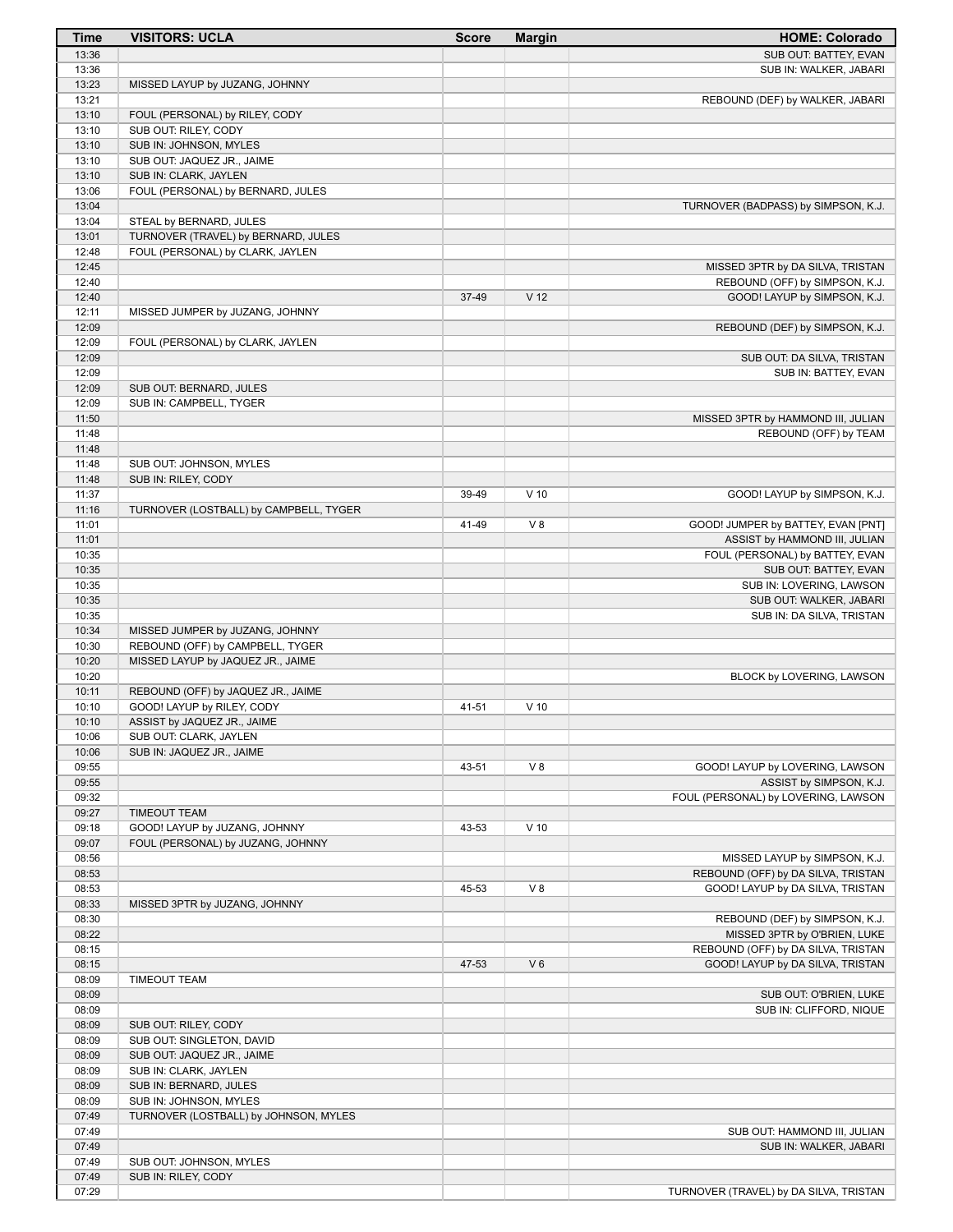| Time | VISITORS: UCLA | Score | Margin | HOME: Colorado |
|---|---|---|---|---|
| 13:36 | | | | SUB OUT: BATTEY, EVAN |
| 13:36 | | | | SUB IN: WALKER, JABARI |
| 13:23 | MISSED LAYUP by JUZANG, JOHNNY | | | |
| 13:21 | | | | REBOUND (DEF) by WALKER, JABARI |
| 13:10 | FOUL (PERSONAL) by RILEY, CODY | | | |
| 13:10 | SUB OUT: RILEY, CODY | | | |
| 13:10 | SUB IN: JOHNSON, MYLES | | | |
| 13:10 | SUB OUT: JAQUEZ JR., JAIME | | | |
| 13:10 | SUB IN: CLARK, JAYLEN | | | |
| 13:06 | FOUL (PERSONAL) by BERNARD, JULES | | | |
| 13:04 | | | | TURNOVER (BADPASS) by SIMPSON, K.J. |
| 13:04 | STEAL by BERNARD, JULES | | | |
| 13:01 | TURNOVER (TRAVEL) by BERNARD, JULES | | | |
| 12:48 | FOUL (PERSONAL) by CLARK, JAYLEN | | | |
| 12:45 | | | | MISSED 3PTR by DA SILVA, TRISTAN |
| 12:40 | | | | REBOUND (OFF) by SIMPSON, K.J. |
| 12:40 | | 37-49 | V 12 | GOOD! LAYUP by SIMPSON, K.J. |
| 12:11 | MISSED JUMPER by JUZANG, JOHNNY | | | |
| 12:09 | | | | REBOUND (DEF) by SIMPSON, K.J. |
| 12:09 | FOUL (PERSONAL) by CLARK, JAYLEN | | | |
| 12:09 | | | | SUB OUT: DA SILVA, TRISTAN |
| 12:09 | | | | SUB IN: BATTEY, EVAN |
| 12:09 | SUB OUT: BERNARD, JULES | | | |
| 12:09 | SUB IN: CAMPBELL, TYGER | | | |
| 11:50 | | | | MISSED 3PTR by HAMMOND III, JULIAN |
| 11:48 | | | | REBOUND (OFF) by TEAM |
| 11:48 | | | | |
| 11:48 | SUB OUT: JOHNSON, MYLES | | | |
| 11:48 | SUB IN: RILEY, CODY | | | |
| 11:37 | | 39-49 | V 10 | GOOD! LAYUP by SIMPSON, K.J. |
| 11:16 | TURNOVER (LOSTBALL) by CAMPBELL, TYGER | | | |
| 11:01 | | 41-49 | V 8 | GOOD! JUMPER by BATTEY, EVAN [PNT] |
| 11:01 | | | | ASSIST by HAMMOND III, JULIAN |
| 10:35 | | | | FOUL (PERSONAL) by BATTEY, EVAN |
| 10:35 | | | | SUB OUT: BATTEY, EVAN |
| 10:35 | | | | SUB IN: LOVERING, LAWSON |
| 10:35 | | | | SUB OUT: WALKER, JABARI |
| 10:35 | | | | SUB IN: DA SILVA, TRISTAN |
| 10:34 | MISSED JUMPER by JUZANG, JOHNNY | | | |
| 10:30 | REBOUND (OFF) by CAMPBELL, TYGER | | | |
| 10:20 | MISSED LAYUP by JAQUEZ JR., JAIME | | | |
| 10:20 | | | | BLOCK by LOVERING, LAWSON |
| 10:11 | REBOUND (OFF) by JAQUEZ JR., JAIME | | | |
| 10:10 | GOOD! LAYUP by RILEY, CODY | 41-51 | V 10 | |
| 10:10 | ASSIST by JAQUEZ JR., JAIME | | | |
| 10:06 | SUB OUT: CLARK, JAYLEN | | | |
| 10:06 | SUB IN: JAQUEZ JR., JAIME | | | |
| 09:55 | | 43-51 | V 8 | GOOD! LAYUP by LOVERING, LAWSON |
| 09:55 | | | | ASSIST by SIMPSON, K.J. |
| 09:32 | | | | FOUL (PERSONAL) by LOVERING, LAWSON |
| 09:27 | TIMEOUT TEAM | | | |
| 09:18 | GOOD! LAYUP by JUZANG, JOHNNY | 43-53 | V 10 | |
| 09:07 | FOUL (PERSONAL) by JUZANG, JOHNNY | | | |
| 08:56 | | | | MISSED LAYUP by SIMPSON, K.J. |
| 08:53 | | | | REBOUND (OFF) by DA SILVA, TRISTAN |
| 08:53 | | 45-53 | V 8 | GOOD! LAYUP by DA SILVA, TRISTAN |
| 08:33 | MISSED 3PTR by JUZANG, JOHNNY | | | |
| 08:30 | | | | REBOUND (DEF) by SIMPSON, K.J. |
| 08:22 | | | | MISSED 3PTR by O'BRIEN, LUKE |
| 08:15 | | | | REBOUND (OFF) by DA SILVA, TRISTAN |
| 08:15 | | 47-53 | V 6 | GOOD! LAYUP by DA SILVA, TRISTAN |
| 08:09 | TIMEOUT TEAM | | | |
| 08:09 | | | | SUB OUT: O'BRIEN, LUKE |
| 08:09 | | | | SUB IN: CLIFFORD, NIQUE |
| 08:09 | SUB OUT: RILEY, CODY | | | |
| 08:09 | SUB OUT: SINGLETON, DAVID | | | |
| 08:09 | SUB OUT: JAQUEZ JR., JAIME | | | |
| 08:09 | SUB IN: CLARK, JAYLEN | | | |
| 08:09 | SUB IN: BERNARD, JULES | | | |
| 08:09 | SUB IN: JOHNSON, MYLES | | | |
| 07:49 | TURNOVER (LOSTBALL) by JOHNSON, MYLES | | | |
| 07:49 | | | | SUB OUT: HAMMOND III, JULIAN |
| 07:49 | | | | SUB IN: WALKER, JABARI |
| 07:49 | SUB OUT: JOHNSON, MYLES | | | |
| 07:49 | SUB IN: RILEY, CODY | | | |
| 07:29 | | | | TURNOVER (TRAVEL) by DA SILVA, TRISTAN |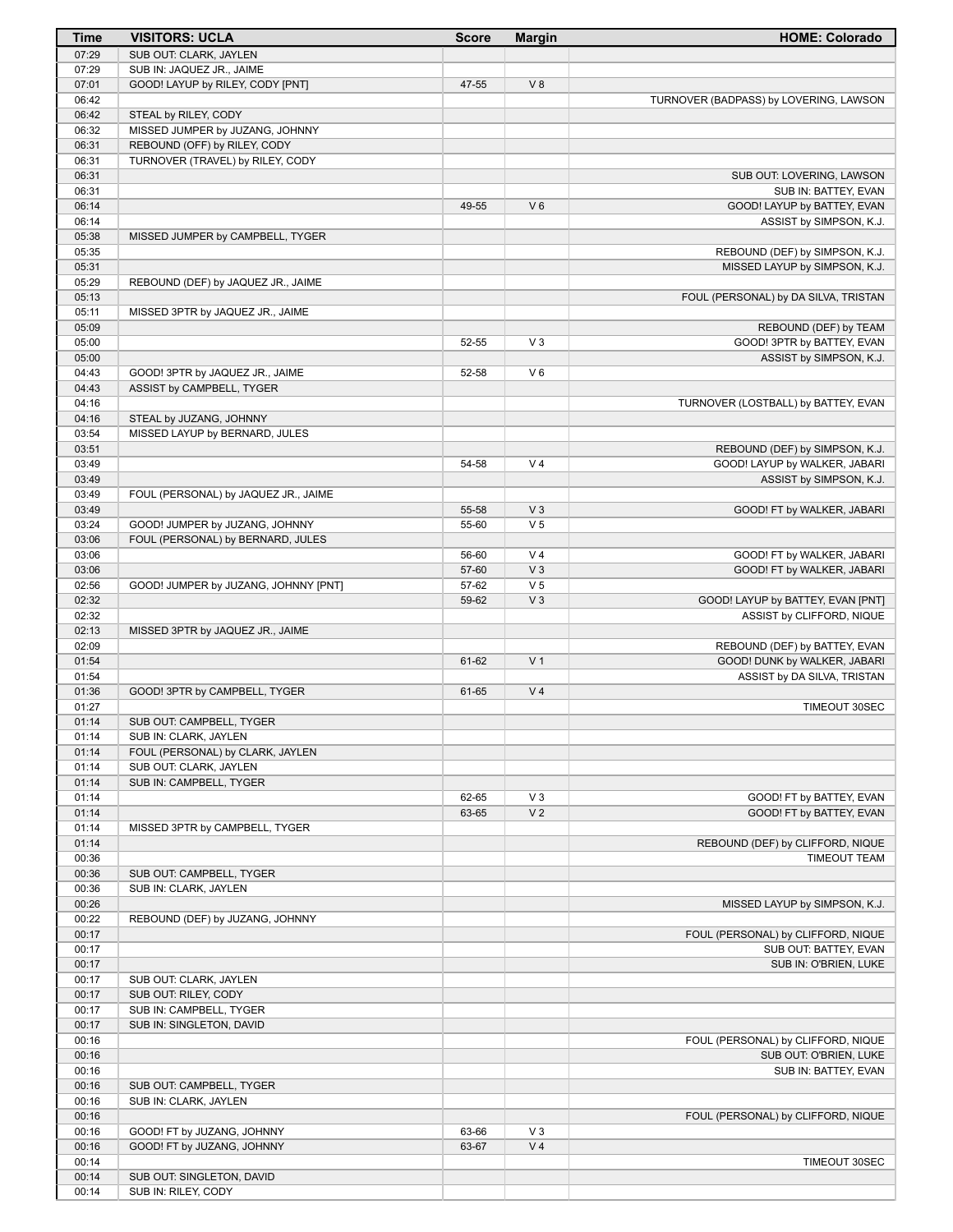| Time | VISITORS: UCLA | Score | Margin | HOME: Colorado |
|---|---|---|---|---|
| 07:29 | SUB OUT: CLARK, JAYLEN | | | |
| 07:29 | SUB IN: JAQUEZ JR., JAIME | | | |
| 07:01 | GOOD! LAYUP by RILEY, CODY [PNT] | 47-55 | V 8 | |
| 06:42 | | | | TURNOVER (BADPASS) by LOVERING, LAWSON |
| 06:42 | STEAL by RILEY, CODY | | | |
| 06:32 | MISSED JUMPER by JUZANG, JOHNNY | | | |
| 06:31 | REBOUND (OFF) by RILEY, CODY | | | |
| 06:31 | TURNOVER (TRAVEL) by RILEY, CODY | | | |
| 06:31 | | | | SUB OUT: LOVERING, LAWSON |
| 06:31 | | | | SUB IN: BATTEY, EVAN |
| 06:14 | | 49-55 | V 6 | GOOD! LAYUP by BATTEY, EVAN |
| 06:14 | | | | ASSIST by SIMPSON, K.J. |
| 05:38 | MISSED JUMPER by CAMPBELL, TYGER | | | |
| 05:35 | | | | REBOUND (DEF) by SIMPSON, K.J. |
| 05:31 | | | | MISSED LAYUP by SIMPSON, K.J. |
| 05:29 | REBOUND (DEF) by JAQUEZ JR., JAIME | | | |
| 05:13 | | | | FOUL (PERSONAL) by DA SILVA, TRISTAN |
| 05:11 | MISSED 3PTR by JAQUEZ JR., JAIME | | | |
| 05:09 | | | | REBOUND (DEF) by TEAM |
| 05:00 | | 52-55 | V 3 | GOOD! 3PTR by BATTEY, EVAN |
| 05:00 | | | | ASSIST by SIMPSON, K.J. |
| 04:43 | GOOD! 3PTR by JAQUEZ JR., JAIME | 52-58 | V 6 | |
| 04:43 | ASSIST by CAMPBELL, TYGER | | | |
| 04:16 | | | | TURNOVER (LOSTBALL) by BATTEY, EVAN |
| 04:16 | STEAL by JUZANG, JOHNNY | | | |
| 03:54 | MISSED LAYUP by BERNARD, JULES | | | |
| 03:51 | | | | REBOUND (DEF) by SIMPSON, K.J. |
| 03:49 | | 54-58 | V 4 | GOOD! LAYUP by WALKER, JABARI |
| 03:49 | | | | ASSIST by SIMPSON, K.J. |
| 03:49 | FOUL (PERSONAL) by JAQUEZ JR., JAIME | | | |
| 03:49 | | 55-58 | V 3 | GOOD! FT by WALKER, JABARI |
| 03:24 | GOOD! JUMPER by JUZANG, JOHNNY | 55-60 | V 5 | |
| 03:06 | FOUL (PERSONAL) by BERNARD, JULES | | | |
| 03:06 | | 56-60 | V 4 | GOOD! FT by WALKER, JABARI |
| 03:06 | | 57-60 | V 3 | GOOD! FT by WALKER, JABARI |
| 02:56 | GOOD! JUMPER by JUZANG, JOHNNY [PNT] | 57-62 | V 5 | |
| 02:32 | | 59-62 | V 3 | GOOD! LAYUP by BATTEY, EVAN [PNT] |
| 02:32 | | | | ASSIST by CLIFFORD, NIQUE |
| 02:13 | MISSED 3PTR by JAQUEZ JR., JAIME | | | |
| 02:09 | | | | REBOUND (DEF) by BATTEY, EVAN |
| 01:54 | | 61-62 | V 1 | GOOD! DUNK by WALKER, JABARI |
| 01:54 | | | | ASSIST by DA SILVA, TRISTAN |
| 01:36 | GOOD! 3PTR by CAMPBELL, TYGER | 61-65 | V 4 | |
| 01:27 | | | | TIMEOUT 30SEC |
| 01:14 | SUB OUT: CAMPBELL, TYGER | | | |
| 01:14 | SUB IN: CLARK, JAYLEN | | | |
| 01:14 | FOUL (PERSONAL) by CLARK, JAYLEN | | | |
| 01:14 | SUB OUT: CLARK, JAYLEN | | | |
| 01:14 | SUB IN: CAMPBELL, TYGER | | | |
| 01:14 | | 62-65 | V 3 | GOOD! FT by BATTEY, EVAN |
| 01:14 | | 63-65 | V 2 | GOOD! FT by BATTEY, EVAN |
| 01:14 | MISSED 3PTR by CAMPBELL, TYGER | | | |
| 01:14 | | | | REBOUND (DEF) by CLIFFORD, NIQUE |
| 00:36 | | | | TIMEOUT TEAM |
| 00:36 | SUB OUT: CAMPBELL, TYGER | | | |
| 00:36 | SUB IN: CLARK, JAYLEN | | | |
| 00:26 | | | | MISSED LAYUP by SIMPSON, K.J. |
| 00:22 | REBOUND (DEF) by JUZANG, JOHNNY | | | |
| 00:17 | | | | FOUL (PERSONAL) by CLIFFORD, NIQUE |
| 00:17 | | | | SUB OUT: BATTEY, EVAN |
| 00:17 | | | | SUB IN: O'BRIEN, LUKE |
| 00:17 | SUB OUT: CLARK, JAYLEN | | | |
| 00:17 | SUB OUT: RILEY, CODY | | | |
| 00:17 | SUB IN: CAMPBELL, TYGER | | | |
| 00:17 | SUB IN: SINGLETON, DAVID | | | |
| 00:16 | | | | FOUL (PERSONAL) by CLIFFORD, NIQUE |
| 00:16 | | | | SUB OUT: O'BRIEN, LUKE |
| 00:16 | | | | SUB IN: BATTEY, EVAN |
| 00:16 | SUB OUT: CAMPBELL, TYGER | | | |
| 00:16 | SUB IN: CLARK, JAYLEN | | | |
| 00:16 | | | | FOUL (PERSONAL) by CLIFFORD, NIQUE |
| 00:16 | GOOD! FT by JUZANG, JOHNNY | 63-66 | V 3 | |
| 00:16 | GOOD! FT by JUZANG, JOHNNY | 63-67 | V 4 | |
| 00:14 | | | | TIMEOUT 30SEC |
| 00:14 | SUB OUT: SINGLETON, DAVID | | | |
| 00:14 | SUB IN: RILEY, CODY | | | |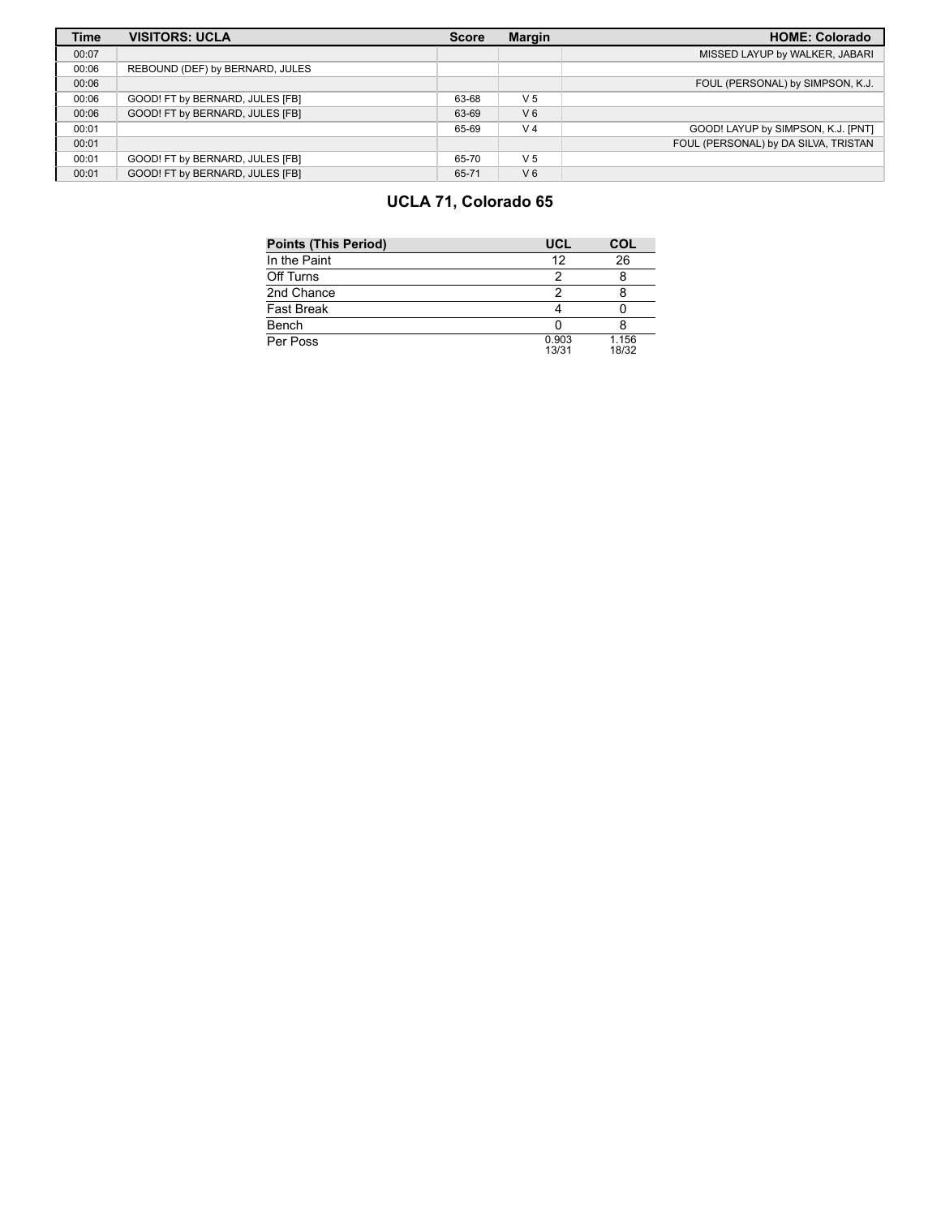| Time | VISITORS: UCLA | Score | Margin | HOME: Colorado |
|---|---|---|---|---|
| 00:07 | | | | MISSED LAYUP by WALKER, JABARI |
| 00:06 | REBOUND (DEF) by BERNARD, JULES | | | |
| 00:06 | | | | FOUL (PERSONAL) by SIMPSON, K.J. |
| 00:06 | GOOD! FT by BERNARD, JULES [FB] | 63-68 | V 5 | |
| 00:06 | GOOD! FT by BERNARD, JULES [FB] | 63-69 | V 6 | |
| 00:01 | | 65-69 | V 4 | GOOD! LAYUP by SIMPSON, K.J. [PNT] |
| 00:01 | | | | FOUL (PERSONAL) by DA SILVA, TRISTAN |
| 00:01 | GOOD! FT by BERNARD, JULES [FB] | 65-70 | V 5 | |
| 00:01 | GOOD! FT by BERNARD, JULES [FB] | 65-71 | V 6 | |

## UCLA 71, Colorado 65

| Points (This Period) | UCL | COL |
|---|---|---|
| In the Paint | 12 | 26 |
| Off Turns | 2 | 8 |
| 2nd Chance | 2 | 8 |
| Fast Break | 4 | 0 |
| Bench | 0 | 8 |
| Per Poss | 0.903 13/31 | 1.156 18/32 |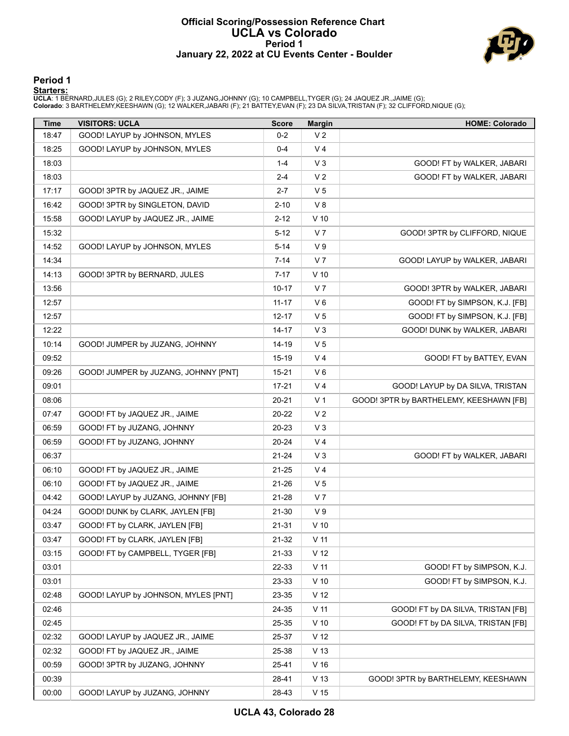# Official Scoring/Possession Reference Chart
# UCLA vs Colorado
## Period 1
## January 22, 2022 at CU Events Center - Boulder

### Period 1

**Starters:**

**UCLA**: 1 BERNARD,JULES (G); 2 RILEY,CODY (F); 3 JUZANG,JOHNNY (G); 10 CAMPBELL,TYGER (G); 24 JAQUEZ JR.,JAIME (G);
**Colorado**: 3 BARTHELEMY,KEESHAWN (G); 12 WALKER,JABARI (F); 21 BATTEY,EVAN (F); 23 DA SILVA,TRISTAN (F); 32 CLIFFORD,NIQUE (G);

| Time | VISITORS: UCLA | Score | Margin | HOME: Colorado |
|---|---|---|---|---|
| 18:47 | GOOD! LAYUP by JOHNSON, MYLES | 0-2 | V 2 | |
| 18:25 | GOOD! LAYUP by JOHNSON, MYLES | 0-4 | V 4 | |
| 18:03 | | 1-4 | V 3 | GOOD! FT by WALKER, JABARI |
| 18:03 | | 2-4 | V 2 | GOOD! FT by WALKER, JABARI |
| 17:17 | GOOD! 3PTR by JAQUEZ JR., JAIME | 2-7 | V 5 | |
| 16:42 | GOOD! 3PTR by SINGLETON, DAVID | 2-10 | V 8 | |
| 15:58 | GOOD! LAYUP by JAQUEZ JR., JAIME | 2-12 | V 10 | |
| 15:32 | | 5-12 | V 7 | GOOD! 3PTR by CLIFFORD, NIQUE |
| 14:52 | GOOD! LAYUP by JOHNSON, MYLES | 5-14 | V 9 | |
| 14:34 | | 7-14 | V 7 | GOOD! LAYUP by WALKER, JABARI |
| 14:13 | GOOD! 3PTR by BERNARD, JULES | 7-17 | V 10 | |
| 13:56 | | 10-17 | V 7 | GOOD! 3PTR by WALKER, JABARI |
| 12:57 | | 11-17 | V 6 | GOOD! FT by SIMPSON, K.J. [FB] |
| 12:57 | | 12-17 | V 5 | GOOD! FT by SIMPSON, K.J. [FB] |
| 12:22 | | 14-17 | V 3 | GOOD! DUNK by WALKER, JABARI |
| 10:14 | GOOD! JUMPER by JUZANG, JOHNNY | 14-19 | V 5 | |
| 09:52 | | 15-19 | V 4 | GOOD! FT by BATTEY, EVAN |
| 09:26 | GOOD! JUMPER by JUZANG, JOHNNY [PNT] | 15-21 | V 6 | |
| 09:01 | | 17-21 | V 4 | GOOD! LAYUP by DA SILVA, TRISTAN |
| 08:06 | | 20-21 | V 1 | GOOD! 3PTR by BARTHELEMY, KEESHAWN [FB] |
| 07:47 | GOOD! FT by JAQUEZ JR., JAIME | 20-22 | V 2 | |
| 06:59 | GOOD! FT by JUZANG, JOHNNY | 20-23 | V 3 | |
| 06:59 | GOOD! FT by JUZANG, JOHNNY | 20-24 | V 4 | |
| 06:37 | | 21-24 | V 3 | GOOD! FT by WALKER, JABARI |
| 06:10 | GOOD! FT by JAQUEZ JR., JAIME | 21-25 | V 4 | |
| 06:10 | GOOD! FT by JAQUEZ JR., JAIME | 21-26 | V 5 | |
| 04:42 | GOOD! LAYUP by JUZANG, JOHNNY [FB] | 21-28 | V 7 | |
| 04:24 | GOOD! DUNK by CLARK, JAYLEN [FB] | 21-30 | V 9 | |
| 03:47 | GOOD! FT by CLARK, JAYLEN [FB] | 21-31 | V 10 | |
| 03:47 | GOOD! FT by CLARK, JAYLEN [FB] | 21-32 | V 11 | |
| 03:15 | GOOD! FT by CAMPBELL, TYGER [FB] | 21-33 | V 12 | |
| 03:01 | | 22-33 | V 11 | GOOD! FT by SIMPSON, K.J. |
| 03:01 | | 23-33 | V 10 | GOOD! FT by SIMPSON, K.J. |
| 02:48 | GOOD! LAYUP by JOHNSON, MYLES [PNT] | 23-35 | V 12 | |
| 02:46 | | 24-35 | V 11 | GOOD! FT by DA SILVA, TRISTAN [FB] |
| 02:45 | | 25-35 | V 10 | GOOD! FT by DA SILVA, TRISTAN [FB] |
| 02:32 | GOOD! LAYUP by JAQUEZ JR., JAIME | 25-37 | V 12 | |
| 02:32 | GOOD! FT by JAQUEZ JR., JAIME | 25-38 | V 13 | |
| 00:59 | GOOD! 3PTR by JUZANG, JOHNNY | 25-41 | V 16 | |
| 00:39 | | 28-41 | V 13 | GOOD! 3PTR by BARTHELEMY, KEESHAWN |
| 00:00 | GOOD! LAYUP by JUZANG, JOHNNY | 28-43 | V 15 | |

**UCLA 43, Colorado 28**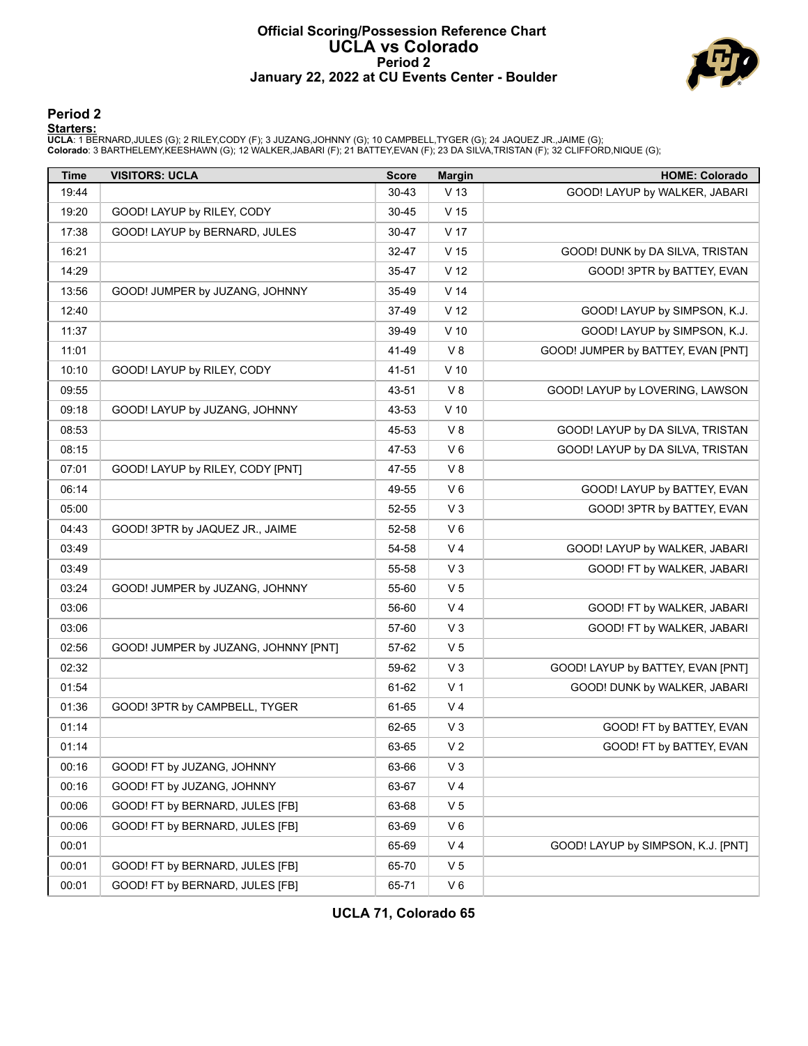# Official Scoring/Possession Reference Chart
# UCLA vs Colorado
## Period 2
## January 22, 2022 at CU Events Center - Boulder

### Period 2

**Starters:**

**UCLA**: 1 BERNARD,JULES (G); 2 RILEY,CODY (F); 3 JUZANG,JOHNNY (G); 10 CAMPBELL,TYGER (G); 24 JAQUEZ JR.,JAIME (G);
**Colorado**: 3 BARTHELEMY,KEESHAWN (G); 12 WALKER,JABARI (F); 21 BATTEY,EVAN (F); 23 DA SILVA,TRISTAN (F); 32 CLIFFORD,NIQUE (G);

| Time | VISITORS: UCLA | Score | Margin | HOME: Colorado |
|---|---|---|---|---|
| 19:44 | | 30-43 | V 13 | GOOD! LAYUP by WALKER, JABARI |
| 19:20 | GOOD! LAYUP by RILEY, CODY | 30-45 | V 15 | |
| 17:38 | GOOD! LAYUP by BERNARD, JULES | 30-47 | V 17 | |
| 16:21 | | 32-47 | V 15 | GOOD! DUNK by DA SILVA, TRISTAN |
| 14:29 | | 35-47 | V 12 | GOOD! 3PTR by BATTEY, EVAN |
| 13:56 | GOOD! JUMPER by JUZANG, JOHNNY | 35-49 | V 14 | |
| 12:40 | | 37-49 | V 12 | GOOD! LAYUP by SIMPSON, K.J. |
| 11:37 | | 39-49 | V 10 | GOOD! LAYUP by SIMPSON, K.J. |
| 11:01 | | 41-49 | V 8 | GOOD! JUMPER by BATTEY, EVAN [PNT] |
| 10:10 | GOOD! LAYUP by RILEY, CODY | 41-51 | V 10 | |
| 09:55 | | 43-51 | V 8 | GOOD! LAYUP by LOVERING, LAWSON |
| 09:18 | GOOD! LAYUP by JUZANG, JOHNNY | 43-53 | V 10 | |
| 08:53 | | 45-53 | V 8 | GOOD! LAYUP by DA SILVA, TRISTAN |
| 08:15 | | 47-53 | V 6 | GOOD! LAYUP by DA SILVA, TRISTAN |
| 07:01 | GOOD! LAYUP by RILEY, CODY [PNT] | 47-55 | V 8 | |
| 06:14 | | 49-55 | V 6 | GOOD! LAYUP by BATTEY, EVAN |
| 05:00 | | 52-55 | V 3 | GOOD! 3PTR by BATTEY, EVAN |
| 04:43 | GOOD! 3PTR by JAQUEZ JR., JAIME | 52-58 | V 6 | |
| 03:49 | | 54-58 | V 4 | GOOD! LAYUP by WALKER, JABARI |
| 03:49 | | 55-58 | V 3 | GOOD! FT by WALKER, JABARI |
| 03:24 | GOOD! JUMPER by JUZANG, JOHNNY | 55-60 | V 5 | |
| 03:06 | | 56-60 | V 4 | GOOD! FT by WALKER, JABARI |
| 03:06 | | 57-60 | V 3 | GOOD! FT by WALKER, JABARI |
| 02:56 | GOOD! JUMPER by JUZANG, JOHNNY [PNT] | 57-62 | V 5 | |
| 02:32 | | 59-62 | V 3 | GOOD! LAYUP by BATTEY, EVAN [PNT] |
| 01:54 | | 61-62 | V 1 | GOOD! DUNK by WALKER, JABARI |
| 01:36 | GOOD! 3PTR by CAMPBELL, TYGER | 61-65 | V 4 | |
| 01:14 | | 62-65 | V 3 | GOOD! FT by BATTEY, EVAN |
| 01:14 | | 63-65 | V 2 | GOOD! FT by BATTEY, EVAN |
| 00:16 | GOOD! FT by JUZANG, JOHNNY | 63-66 | V 3 | |
| 00:16 | GOOD! FT by JUZANG, JOHNNY | 63-67 | V 4 | |
| 00:06 | GOOD! FT by BERNARD, JULES [FB] | 63-68 | V 5 | |
| 00:06 | GOOD! FT by BERNARD, JULES [FB] | 63-69 | V 6 | |
| 00:01 | | 65-69 | V 4 | GOOD! LAYUP by SIMPSON, K.J. [PNT] |
| 00:01 | GOOD! FT by BERNARD, JULES [FB] | 65-70 | V 5 | |
| 00:01 | GOOD! FT by BERNARD, JULES [FB] | 65-71 | V 6 | |

**UCLA 71, Colorado 65**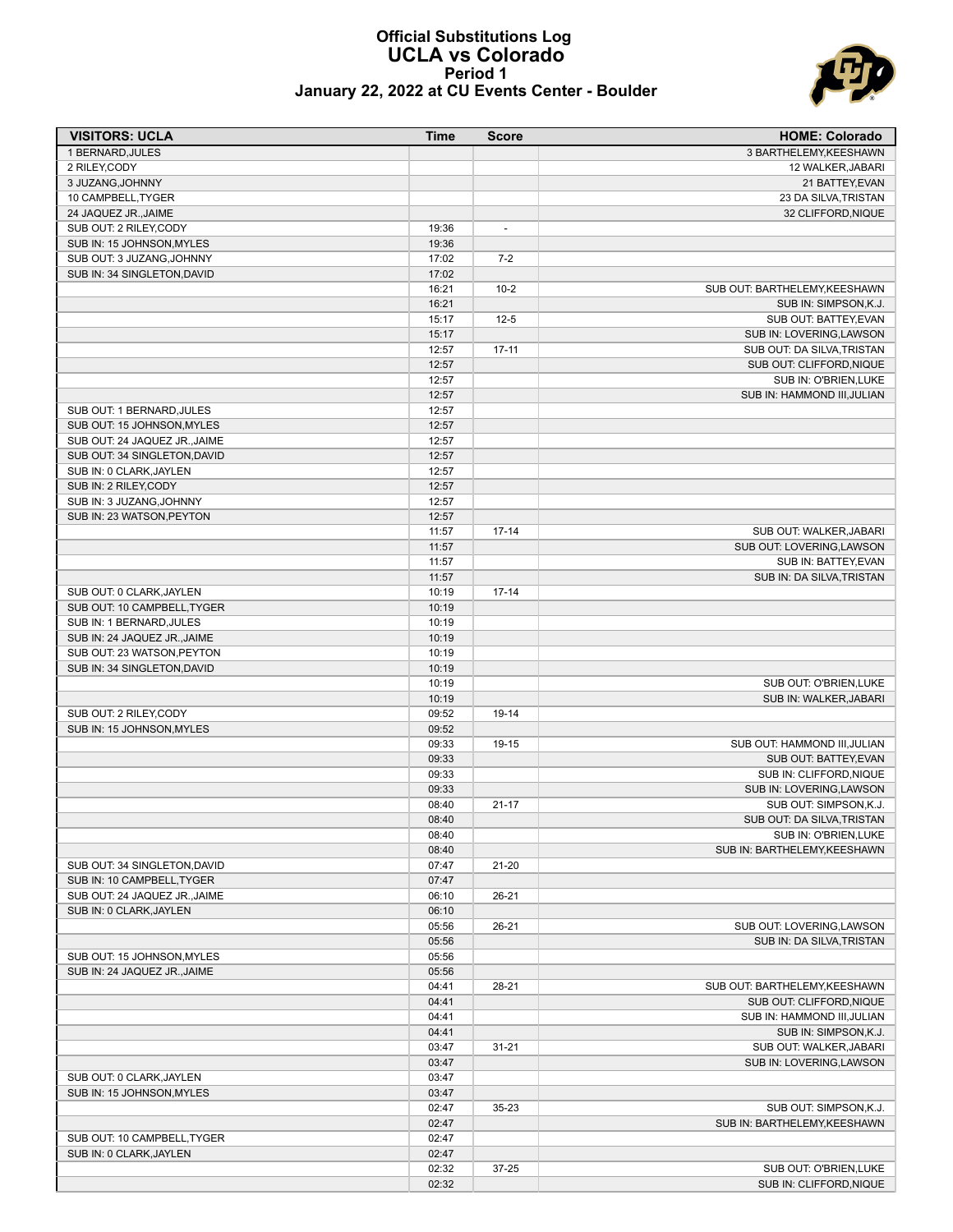# Official Substitutions Log
## UCLA vs Colorado
### Period 1
### January 22, 2022 at CU Events Center - Boulder

| VISITORS: UCLA | Time | Score | HOME: Colorado |
|---|---|---|---|
| 1 BERNARD,JULES | | | 3 BARTHELEMY,KEESHAWN |
| 2 RILEY,CODY | | | 12 WALKER,JABARI |
| 3 JUZANG,JOHNNY | | | 21 BATTEY,EVAN |
| 10 CAMPBELL,TYGER | | | 23 DA SILVA,TRISTAN |
| 24 JAQUEZ JR.,JAIME | | | 32 CLIFFORD,NIQUE |
| SUB OUT: 2 RILEY,CODY | 19:36 | - | |
| SUB IN: 15 JOHNSON,MYLES | 19:36 | | |
| SUB OUT: 3 JUZANG,JOHNNY | 17:02 | 7-2 | |
| SUB IN: 34 SINGLETON,DAVID | 17:02 | | |
| | 16:21 | 10-2 | SUB OUT: BARTHELEMY,KEESHAWN |
| | 16:21 | | SUB IN: SIMPSON,K.J. |
| | 15:17 | 12-5 | SUB OUT: BATTEY,EVAN |
| | 15:17 | | SUB IN: LOVERING,LAWSON |
| | 12:57 | 17-11 | SUB OUT: DA SILVA,TRISTAN |
| | 12:57 | | SUB OUT: CLIFFORD,NIQUE |
| | 12:57 | | SUB IN: O'BRIEN,LUKE |
| | 12:57 | | SUB IN: HAMMOND III,JULIAN |
| SUB OUT: 1 BERNARD,JULES | 12:57 | | |
| SUB OUT: 15 JOHNSON,MYLES | 12:57 | | |
| SUB OUT: 24 JAQUEZ JR.,JAIME | 12:57 | | |
| SUB OUT: 34 SINGLETON,DAVID | 12:57 | | |
| SUB IN: 0 CLARK,JAYLEN | 12:57 | | |
| SUB IN: 2 RILEY,CODY | 12:57 | | |
| SUB IN: 3 JUZANG,JOHNNY | 12:57 | | |
| SUB IN: 23 WATSON,PEYTON | 12:57 | | |
| | 11:57 | 17-14 | SUB OUT: WALKER,JABARI |
| | 11:57 | | SUB OUT: LOVERING,LAWSON |
| | 11:57 | | SUB IN: BATTEY,EVAN |
| | 11:57 | | SUB IN: DA SILVA,TRISTAN |
| SUB OUT: 0 CLARK,JAYLEN | 10:19 | 17-14 | |
| SUB OUT: 10 CAMPBELL,TYGER | 10:19 | | |
| SUB IN: 1 BERNARD,JULES | 10:19 | | |
| SUB IN: 24 JAQUEZ JR.,JAIME | 10:19 | | |
| SUB OUT: 23 WATSON,PEYTON | 10:19 | | |
| SUB IN: 34 SINGLETON,DAVID | 10:19 | | |
| | 10:19 | | SUB OUT: O'BRIEN,LUKE |
| | 10:19 | | SUB IN: WALKER,JABARI |
| SUB OUT: 2 RILEY,CODY | 09:52 | 19-14 | |
| SUB IN: 15 JOHNSON,MYLES | 09:52 | | |
| | 09:33 | 19-15 | SUB OUT: HAMMOND III,JULIAN |
| | 09:33 | | SUB OUT: BATTEY,EVAN |
| | 09:33 | | SUB IN: CLIFFORD,NIQUE |
| | 09:33 | | SUB IN: LOVERING,LAWSON |
| | 08:40 | 21-17 | SUB OUT: SIMPSON,K.J. |
| | 08:40 | | SUB OUT: DA SILVA,TRISTAN |
| | 08:40 | | SUB IN: O'BRIEN,LUKE |
| | 08:40 | | SUB IN: BARTHELEMY,KEESHAWN |
| SUB OUT: 34 SINGLETON,DAVID | 07:47 | 21-20 | |
| SUB IN: 10 CAMPBELL,TYGER | 07:47 | | |
| SUB OUT: 24 JAQUEZ JR.,JAIME | 06:10 | 26-21 | |
| SUB IN: 0 CLARK,JAYLEN | 06:10 | | |
| | 05:56 | 26-21 | SUB OUT: LOVERING,LAWSON |
| | 05:56 | | SUB IN: DA SILVA,TRISTAN |
| SUB OUT: 15 JOHNSON,MYLES | 05:56 | | |
| SUB IN: 24 JAQUEZ JR.,JAIME | 05:56 | | |
| | 04:41 | 28-21 | SUB OUT: BARTHELEMY,KEESHAWN |
| | 04:41 | | SUB OUT: CLIFFORD,NIQUE |
| | 04:41 | | SUB IN: HAMMOND III,JULIAN |
| | 04:41 | | SUB IN: SIMPSON,K.J. |
| | 03:47 | 31-21 | SUB OUT: WALKER,JABARI |
| | 03:47 | | SUB IN: LOVERING,LAWSON |
| SUB OUT: 0 CLARK,JAYLEN | 03:47 | | |
| SUB IN: 15 JOHNSON,MYLES | 03:47 | | |
| | 02:47 | 35-23 | SUB OUT: SIMPSON,K.J. |
| | 02:47 | | SUB IN: BARTHELEMY,KEESHAWN |
| SUB OUT: 10 CAMPBELL,TYGER | 02:47 | | |
| SUB IN: 0 CLARK,JAYLEN | 02:47 | | |
| | 02:32 | 37-25 | SUB OUT: O'BRIEN,LUKE |
| | 02:32 | | SUB IN: CLIFFORD,NIQUE |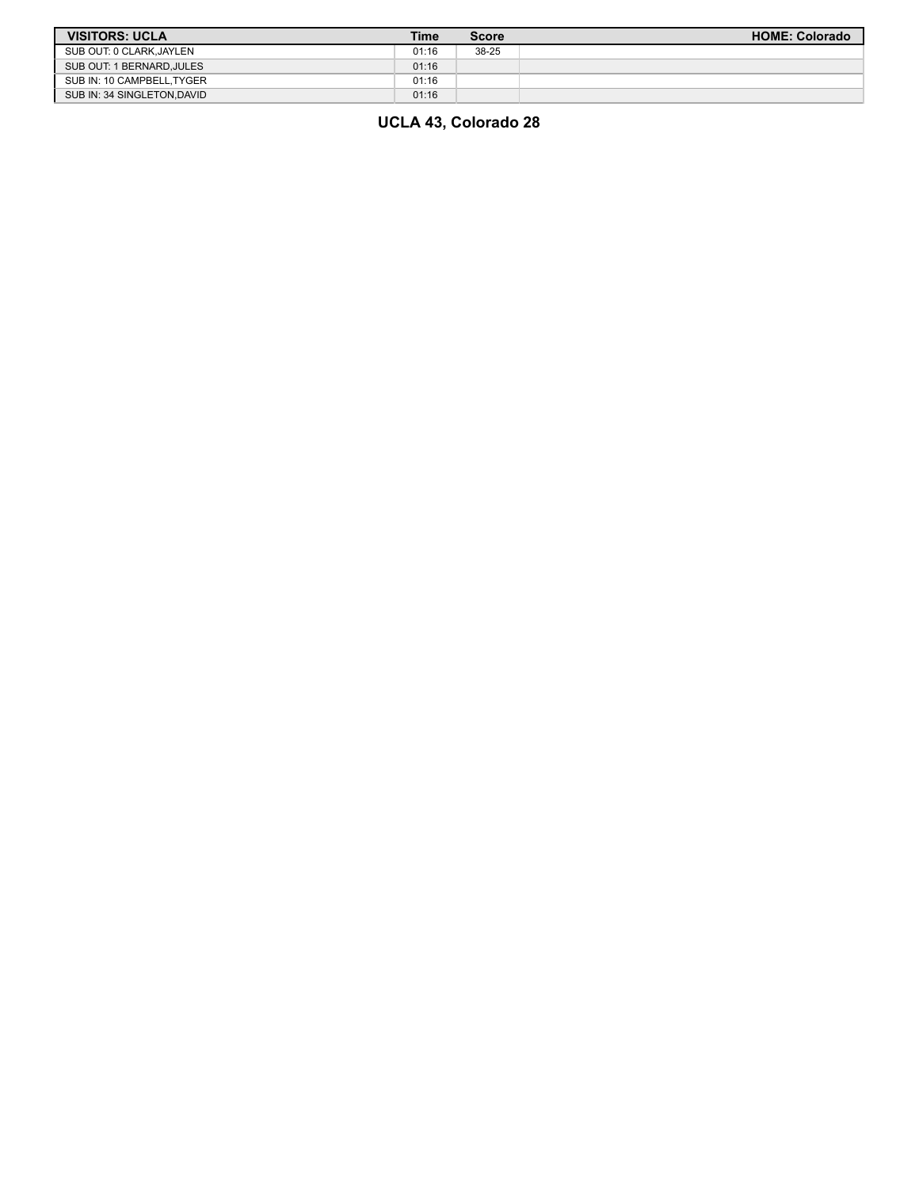| VISITORS: UCLA | Time | Score | HOME: Colorado |
| --- | --- | --- | --- |
| SUB OUT: 0 CLARK,JAYLEN | 01:16 | 38-25 | |
| SUB OUT: 1 BERNARD,JULES | 01:16 | | |
| SUB IN: 10 CAMPBELL,TYGER | 01:16 | | |
| SUB IN: 34 SINGLETON,DAVID | 01:16 | | |

**UCLA 43, Colorado 28**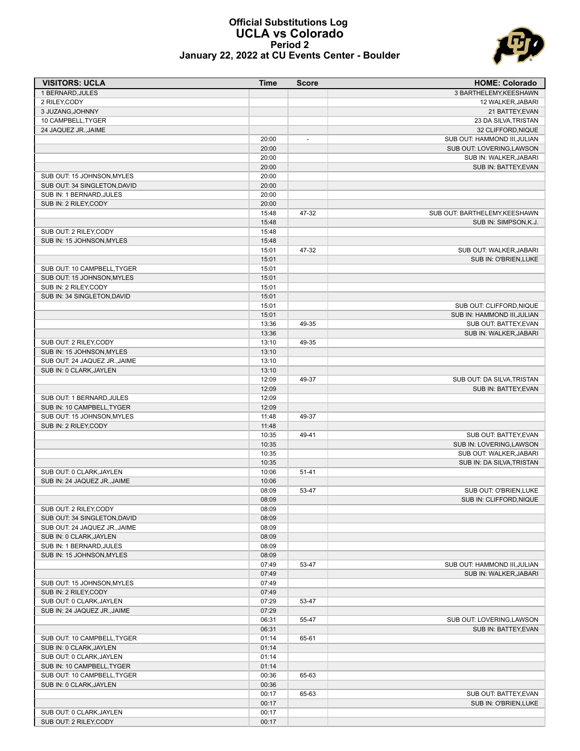# Official Substitutions Log
## UCLA vs Colorado
### Period 2
### January 22, 2022 at CU Events Center - Boulder

| VISITORS: UCLA | Time | Score | HOME: Colorado |
|---|---|---|---|
| 1 BERNARD,JULES | | | 3 BARTHELEMY,KEESHAWN |
| 2 RILEY,CODY | | | 12 WALKER,JABARI |
| 3 JUZANG,JOHNNY | | | 21 BATTEY,EVAN |
| 10 CAMPBELL,TYGER | | | 23 DA SILVA,TRISTAN |
| 24 JAQUEZ JR.,JAIME | | | 32 CLIFFORD,NIQUE |
| | 20:00 | - | SUB OUT: HAMMOND III,JULIAN |
| | 20:00 | | SUB OUT: LOVERING,LAWSON |
| | 20:00 | | SUB IN: WALKER,JABARI |
| | 20:00 | | SUB IN: BATTEY,EVAN |
| SUB OUT: 15 JOHNSON,MYLES | 20:00 | | |
| SUB OUT: 34 SINGLETON,DAVID | 20:00 | | |
| SUB IN: 1 BERNARD,JULES | 20:00 | | |
| SUB IN: 2 RILEY,CODY | 20:00 | | |
| | 15:48 | 47-32 | SUB OUT: BARTHELEMY,KEESHAWN |
| | 15:48 | | SUB IN: SIMPSON,K.J. |
| SUB OUT: 2 RILEY,CODY | 15:48 | | |
| SUB IN: 15 JOHNSON,MYLES | 15:48 | | |
| | 15:01 | 47-32 | SUB OUT: WALKER,JABARI |
| | 15:01 | | SUB IN: O'BRIEN,LUKE |
| SUB OUT: 10 CAMPBELL,TYGER | 15:01 | | |
| SUB OUT: 15 JOHNSON,MYLES | 15:01 | | |
| SUB IN: 2 RILEY,CODY | 15:01 | | |
| SUB IN: 34 SINGLETON,DAVID | 15:01 | | |
| | 15:01 | | SUB OUT: CLIFFORD,NIQUE |
| | 15:01 | | SUB IN: HAMMOND III,JULIAN |
| | 13:36 | 49-35 | SUB OUT: BATTEY,EVAN |
| | 13:36 | | SUB IN: WALKER,JABARI |
| SUB OUT: 2 RILEY,CODY | 13:10 | 49-35 | |
| SUB IN: 15 JOHNSON,MYLES | 13:10 | | |
| SUB OUT: 24 JAQUEZ JR.,JAIME | 13:10 | | |
| SUB IN: 0 CLARK,JAYLEN | 13:10 | | |
| | 12:09 | 49-37 | SUB OUT: DA SILVA,TRISTAN |
| | 12:09 | | SUB IN: BATTEY,EVAN |
| SUB OUT: 1 BERNARD,JULES | 12:09 | | |
| SUB IN: 10 CAMPBELL,TYGER | 12:09 | | |
| SUB OUT: 15 JOHNSON,MYLES | 11:48 | 49-37 | |
| SUB IN: 2 RILEY,CODY | 11:48 | | |
| | 10:35 | 49-41 | SUB OUT: BATTEY,EVAN |
| | 10:35 | | SUB IN: LOVERING,LAWSON |
| | 10:35 | | SUB OUT: WALKER,JABARI |
| | 10:35 | | SUB IN: DA SILVA,TRISTAN |
| SUB OUT: 0 CLARK,JAYLEN | 10:06 | 51-41 | |
| SUB IN: 24 JAQUEZ JR.,JAIME | 10:06 | | |
| | 08:09 | 53-47 | SUB OUT: O'BRIEN,LUKE |
| | 08:09 | | SUB IN: CLIFFORD,NIQUE |
| SUB OUT: 2 RILEY,CODY | 08:09 | | |
| SUB OUT: 34 SINGLETON,DAVID | 08:09 | | |
| SUB OUT: 24 JAQUEZ JR.,JAIME | 08:09 | | |
| SUB IN: 0 CLARK,JAYLEN | 08:09 | | |
| SUB IN: 1 BERNARD,JULES | 08:09 | | |
| SUB IN: 15 JOHNSON,MYLES | 08:09 | | |
| | 07:49 | 53-47 | SUB OUT: HAMMOND III,JULIAN |
| | 07:49 | | SUB IN: WALKER,JABARI |
| SUB OUT: 15 JOHNSON,MYLES | 07:49 | | |
| SUB IN: 2 RILEY,CODY | 07:49 | | |
| SUB OUT: 0 CLARK,JAYLEN | 07:29 | 53-47 | |
| SUB IN: 24 JAQUEZ JR.,JAIME | 07:29 | | |
| | 06:31 | 55-47 | SUB OUT: LOVERING,LAWSON |
| | 06:31 | | SUB IN: BATTEY,EVAN |
| SUB OUT: 10 CAMPBELL,TYGER | 01:14 | 65-61 | |
| SUB IN: 0 CLARK,JAYLEN | 01:14 | | |
| SUB OUT: 0 CLARK,JAYLEN | 01:14 | | |
| SUB IN: 10 CAMPBELL,TYGER | 01:14 | | |
| SUB OUT: 10 CAMPBELL,TYGER | 00:36 | 65-63 | |
| SUB IN: 0 CLARK,JAYLEN | 00:36 | | |
| | 00:17 | 65-63 | SUB OUT: BATTEY,EVAN |
| | 00:17 | | SUB IN: O'BRIEN,LUKE |
| SUB OUT: 0 CLARK,JAYLEN | 00:17 | | |
| SUB OUT: 2 RILEY,CODY | 00:17 | | |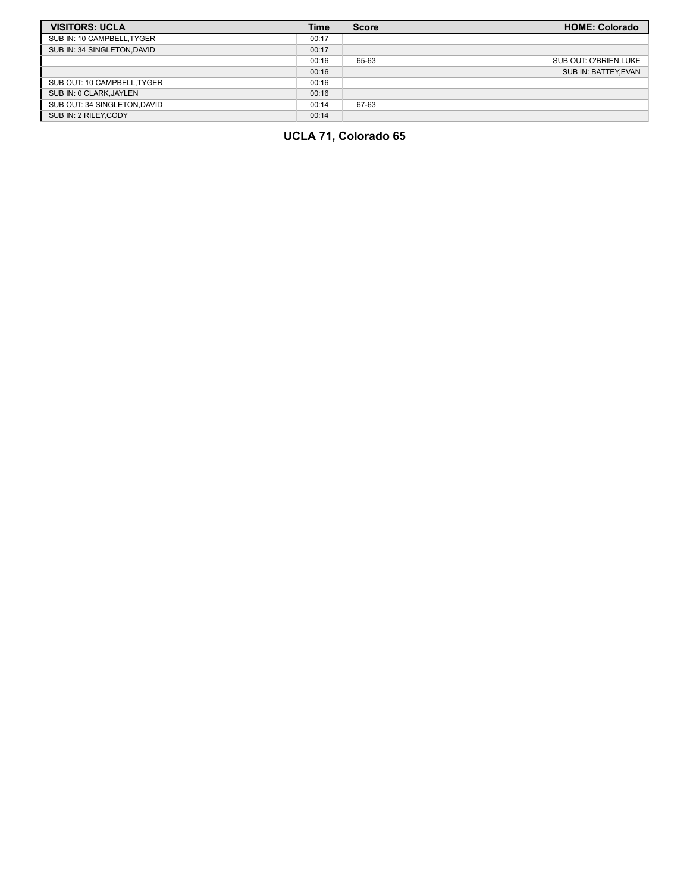| VISITORS: UCLA | Time | Score | HOME: Colorado |
|---|---|---|---|
| SUB IN: 10 CAMPBELL,TYGER | 00:17 | | |
| SUB IN: 34 SINGLETON,DAVID | 00:17 | | |
| | 00:16 | 65-63 | SUB OUT: O'BRIEN,LUKE |
| | 00:16 | | SUB IN: BATTEY,EVAN |
| SUB OUT: 10 CAMPBELL,TYGER | 00:16 | | |
| SUB IN: 0 CLARK,JAYLEN | 00:16 | | |
| SUB OUT: 34 SINGLETON,DAVID | 00:14 | 67-63 | |
| SUB IN: 2 RILEY,CODY | 00:14 | | |

**UCLA 71, Colorado 65**